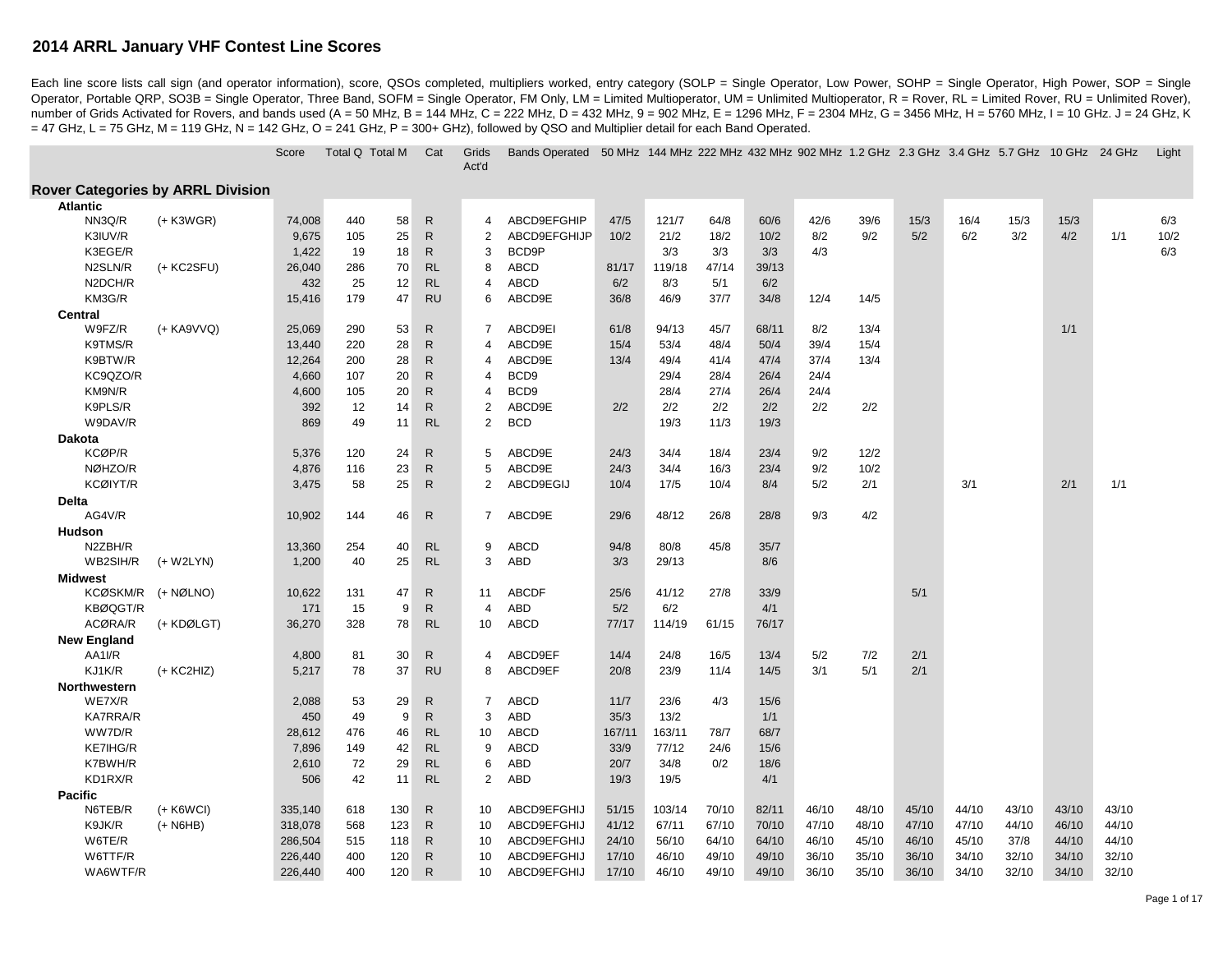# 2014 ARRL January VHF Contest Line Scores

Each line score lists call sign (and operator information), score, QSOs completed, multipliers worked, entry category (SOLP = Single Operator, Low Power, SOHP = Single Operator, High Power, SOP = Single Operator, Portable QRP, SO3B = Single Operator, Three Band, SOFM = Single Operator, FM Only, LM = Limited Multioperator, UM = Unlimited Multioperator, R = Rover, RL = Limited Rover, RU = Unlimited Rover), number of Grids Activated for Rovers, and bands used (A = 50 MHz, B = 144 MHz, C = 222 MHz, D = 432 MHz, 9 = 902 MHz, E = 1296 MHz, F = 2304 MHz, G = 3456 MHz, H = 5760 MHz, I = 10 GHz. J = 24 GHz, K = 47 GHz, L = 75 GHz, M = 119 GHz, N = 142 GHz, O = 241 GHz, P = 300+ GHz), followed by QSO and Multiplier detail for each Band Operated.

| | | Score | Total Q | Total M | Cat | Grids Act'd | Bands Operated | 50 MHz | 144 MHz | 222 MHz | 432 MHz | 902 MHz | 1.2 GHz | 2.3 GHz | 3.4 GHz | 5.7 GHz | 10 GHz | 24 GHz | Light |
|---|---|---|---|---|---|---|---|---|---|---|---|---|---|---|---|---|---|---|---|
| **Rover Categories by ARRL Division** | | | | | | | | | | | | | | | | | | | |
| **Atlantic** | | | | | | | | | | | | | | | | | | | |
| NN3Q/R | (+ K3WGR) | 74,008 | 440 | 58 | R | 4 | ABCD9EFGHIP | 47/5 | 121/7 | 64/8 | 60/6 | 42/6 | 39/6 | 15/3 | 16/4 | 15/3 | 15/3 | | 6/3 |
| K3IUV/R | | 9,675 | 105 | 25 | R | 2 | ABCD9EFGHIJP | 10/2 | 21/2 | 18/2 | 10/2 | 8/2 | 9/2 | 5/2 | 6/2 | 3/2 | 4/2 | 1/1 | 10/2 |
| K3EGE/R | | 1,422 | 19 | 18 | R | 3 | BCD9P | | 3/3 | 3/3 | 3/3 | 4/3 | | | | | | | 6/3 |
| N2SLN/R | (+ KC2SFU) | 26,040 | 286 | 70 | RL | 8 | ABCD | 81/17 | 119/18 | 47/14 | 39/13 | | | | | | | | |
| N2DCH/R | | 432 | 25 | 12 | RL | 4 | ABCD | 6/2 | 8/3 | 5/1 | 6/2 | | | | | | | | |
| KM3G/R | | 15,416 | 179 | 47 | RU | 6 | ABCD9E | 36/8 | 46/9 | 37/7 | 34/8 | 12/4 | 14/5 | | | | | | |
| **Central** | | | | | | | | | | | | | | | | | | | |
| W9FZ/R | (+ KA9VVQ) | 25,069 | 290 | 53 | R | 7 | ABCD9EI | 61/8 | 94/13 | 45/7 | 68/11 | 8/2 | 13/4 | | | | 1/1 | | |
| K9TMS/R | | 13,440 | 220 | 28 | R | 4 | ABCD9E | 15/4 | 53/4 | 48/4 | 50/4 | 39/4 | 15/4 | | | | | | |
| K9BTW/R | | 12,264 | 200 | 28 | R | 4 | ABCD9E | 13/4 | 49/4 | 41/4 | 47/4 | 37/4 | 13/4 | | | | | | |
| KC9QZO/R | | 4,660 | 107 | 20 | R | 4 | BCD9 | | 29/4 | 28/4 | 26/4 | 24/4 | | | | | | | |
| KM9N/R | | 4,600 | 105 | 20 | R | 4 | BCD9 | | 28/4 | 27/4 | 26/4 | 24/4 | | | | | | | |
| K9PLS/R | | 392 | 12 | 14 | R | 2 | ABCD9E | 2/2 | 2/2 | 2/2 | 2/2 | 2/2 | 2/2 | | | | | | |
| W9DAV/R | | 869 | 49 | 11 | RL | 2 | BCD | | 19/3 | 11/3 | 19/3 | | | | | | | | |
| **Dakota** | | | | | | | | | | | | | | | | | | | |
| KCØP/R | | 5,376 | 120 | 24 | R | 5 | ABCD9E | 24/3 | 34/4 | 18/4 | 23/4 | 9/2 | 12/2 | | | | | | |
| NØHZO/R | | 4,876 | 116 | 23 | R | 5 | ABCD9E | 24/3 | 34/4 | 16/3 | 23/4 | 9/2 | 10/2 | | | | | | |
| KCØIYT/R | | 3,475 | 58 | 25 | R | 2 | ABCD9EGIJ | 10/4 | 17/5 | 10/4 | 8/4 | 5/2 | 2/1 | | 3/1 | | 2/1 | 1/1 | |
| **Delta** | | | | | | | | | | | | | | | | | | | |
| AG4V/R | | 10,902 | 144 | 46 | R | 7 | ABCD9E | 29/6 | 48/12 | 26/8 | 28/8 | 9/3 | 4/2 | | | | | | |
| **Hudson** | | | | | | | | | | | | | | | | | | | |
| N2ZBH/R | | 13,360 | 254 | 40 | RL | 9 | ABCD | 94/8 | 80/8 | 45/8 | 35/7 | | | | | | | | |
| WB2SIH/R | (+ W2LYN) | 1,200 | 40 | 25 | RL | 3 | ABD | 3/3 | 29/13 | | 8/6 | | | | | | | | |
| **Midwest** | | | | | | | | | | | | | | | | | | | |
| KCØSKM/R | (+ NØLNO) | 10,622 | 131 | 47 | R | 11 | ABCDF | 25/6 | 41/12 | 27/8 | 33/9 | | | 5/1 | | | | | |
| KBØQGT/R | | 171 | 15 | 9 | R | 4 | ABD | 5/2 | 6/2 | | 4/1 | | | | | | | | |
| ACØRA/R | (+ KDØLGT) | 36,270 | 328 | 78 | RL | 10 | ABCD | 77/17 | 114/19 | 61/15 | 76/17 | | | | | | | | |
| **New England** | | | | | | | | | | | | | | | | | | | |
| AA1I/R | | 4,800 | 81 | 30 | R | 4 | ABCD9EF | 14/4 | 24/8 | 16/5 | 13/4 | 5/2 | 7/2 | 2/1 | | | | | |
| KJ1K/R | (+ KC2HIZ) | 5,217 | 78 | 37 | RU | 8 | ABCD9EF | 20/8 | 23/9 | 11/4 | 14/5 | 3/1 | 5/1 | 2/1 | | | | | |
| **Northwestern** | | | | | | | | | | | | | | | | | | | |
| WE7X/R | | 2,088 | 53 | 29 | R | 7 | ABCD | 11/7 | 23/6 | 4/3 | 15/6 | | | | | | | | |
| KA7RRA/R | | 450 | 49 | 9 | R | 3 | ABD | 35/3 | 13/2 | | 1/1 | | | | | | | | |
| WW7D/R | | 28,612 | 476 | 46 | RL | 10 | ABCD | 167/11 | 163/11 | 78/7 | 68/7 | | | | | | | | |
| KE7IHG/R | | 7,896 | 149 | 42 | RL | 9 | ABCD | 33/9 | 77/12 | 24/6 | 15/6 | | | | | | | | |
| K7BWH/R | | 2,610 | 72 | 29 | RL | 6 | ABD | 20/7 | 34/8 | 0/2 | 18/6 | | | | | | | | |
| KD1RX/R | | 506 | 42 | 11 | RL | 2 | ABD | 19/3 | 19/5 | | 4/1 | | | | | | | | |
| **Pacific** | | | | | | | | | | | | | | | | | | | |
| N6TEB/R | (+ K6WCI) | 335,140 | 618 | 130 | R | 10 | ABCD9EFGHIJ | 51/15 | 103/14 | 70/10 | 82/11 | 46/10 | 48/10 | 45/10 | 44/10 | 43/10 | 43/10 | 43/10 | |
| K9JK/R | (+ N6HB) | 318,078 | 568 | 123 | R | 10 | ABCD9EFGHIJ | 41/12 | 67/11 | 67/10 | 70/10 | 47/10 | 48/10 | 47/10 | 47/10 | 44/10 | 46/10 | 44/10 | |
| W6TE/R | | 286,504 | 515 | 118 | R | 10 | ABCD9EFGHIJ | 24/10 | 56/10 | 64/10 | 64/10 | 46/10 | 45/10 | 46/10 | 45/10 | 37/8 | 44/10 | 44/10 | |
| W6TTF/R | | 226,440 | 400 | 120 | R | 10 | ABCD9EFGHIJ | 17/10 | 46/10 | 49/10 | 49/10 | 36/10 | 35/10 | 36/10 | 34/10 | 32/10 | 34/10 | 32/10 | |
| WA6WTF/R | | 226,440 | 400 | 120 | R | 10 | ABCD9EFGHIJ | 17/10 | 46/10 | 49/10 | 49/10 | 36/10 | 35/10 | 36/10 | 34/10 | 32/10 | 34/10 | 32/10 | |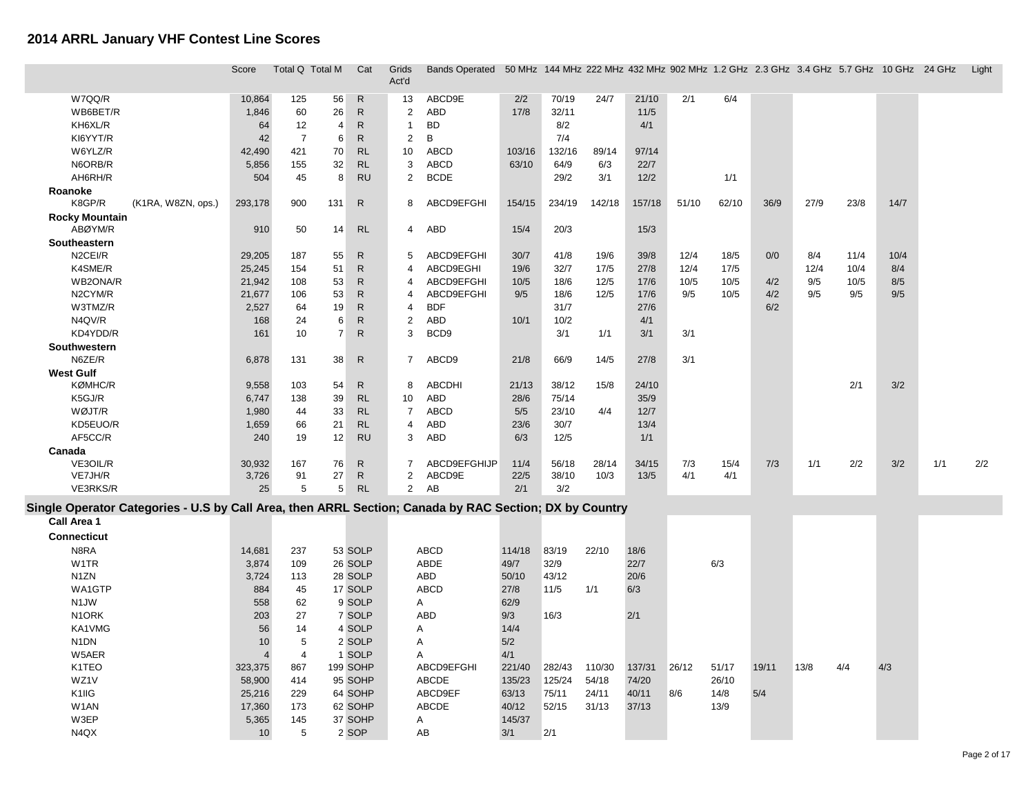# 2014 ARRL January VHF Contest Line Scores

| | | Score | Total Q | Total M | Cat | Grids Act'd | Bands Operated | 50 MHz | 144 MHz | 222 MHz | 432 MHz | 902 MHz | 1.2 GHz | 2.3 GHz | 3.4 GHz | 5.7 GHz | 10 GHz | 24 GHz | Light |
|---|---|---|---|---|---|---|---|---|---|---|---|---|---|---|---|---|---|---|---|
| W7QQ/R | | 10,864 | 125 | 56 | R | 13 | ABCD9E | 2/2 | 70/19 | 24/7 | 21/10 | 2/1 | 6/4 | | | | | | |
| WB6BET/R | | 1,846 | 60 | 26 | R | 2 | ABD | 17/8 | 32/11 | | 11/5 | | | | | | | | |
| KH6XL/R | | 64 | 12 | 4 | R | 1 | BD | | 8/2 | | 4/1 | | | | | | | | |
| KI6YYT/R | | 42 | 7 | 6 | R | 2 | B | | 7/4 | | | | | | | | | | |
| W6YLZ/R | | 42,490 | 421 | 70 | RL | 10 | ABCD | 103/16 | 132/16 | 89/14 | 97/14 | | | | | | | | |
| N6ORB/R | | 5,856 | 155 | 32 | RL | 3 | ABCD | 63/10 | 64/9 | 6/3 | 22/7 | | | | | | | | |
| AH6RH/R | | 504 | 45 | 8 | RU | 2 | BCDE | | 29/2 | 3/1 | 12/2 | | 1/1 | | | | | | |
| **Roanoke** | | | | | | | | | | | | | | | | | | | |
| K8GP/R | (K1RA, W8ZN, ops.) | 293,178 | 900 | 131 | R | 8 | ABCD9EFGHI | 154/15 | 234/19 | 142/18 | 157/18 | 51/10 | 62/10 | 36/9 | 27/9 | 23/8 | 14/7 | | |
| **Rocky Mountain** | | | | | | | | | | | | | | | | | | | |
| ABØYM/R | | 910 | 50 | 14 | RL | 4 | ABD | 15/4 | 20/3 | | 15/3 | | | | | | | | |
| **Southeastern** | | | | | | | | | | | | | | | | | | | |
| N2CEI/R | | 29,205 | 187 | 55 | R | 5 | ABCD9EFGHI | 30/7 | 41/8 | 19/6 | 39/8 | 12/4 | 18/5 | 0/0 | 8/4 | 11/4 | 10/4 | | |
| K4SME/R | | 25,245 | 154 | 51 | R | 4 | ABCD9EGHI | 19/6 | 32/7 | 17/5 | 27/8 | 12/4 | 17/5 | | 12/4 | 10/4 | 8/4 | | |
| WB2ONA/R | | 21,942 | 108 | 53 | R | 4 | ABCD9EFGHI | 10/5 | 18/6 | 12/5 | 17/6 | 10/5 | 10/5 | 4/2 | 9/5 | 10/5 | 8/5 | | |
| N2CYM/R | | 21,677 | 106 | 53 | R | 4 | ABCD9EFGHI | 9/5 | 18/6 | 12/5 | 17/6 | 9/5 | 10/5 | 4/2 | 9/5 | 9/5 | 9/5 | | |
| W3TMZ/R | | 2,527 | 64 | 19 | R | 4 | BDF | | 31/7 | | 27/6 | | | 6/2 | | | | | |
| N4QV/R | | 168 | 24 | 6 | R | 2 | ABD | 10/1 | 10/2 | | 4/1 | | | | | | | | |
| KD4YDD/R | | 161 | 10 | 7 | R | 3 | BCD9 | | 3/1 | 1/1 | 3/1 | 3/1 | | | | | | | |
| **Southwestern** | | | | | | | | | | | | | | | | | | | |
| N6ZE/R | | 6,878 | 131 | 38 | R | 7 | ABCD9 | 21/8 | 66/9 | 14/5 | 27/8 | 3/1 | | | | | | | |
| **West Gulf** | | | | | | | | | | | | | | | | | | | |
| KØMHC/R | | 9,558 | 103 | 54 | R | 8 | ABCDHI | 21/13 | 38/12 | 15/8 | 24/10 | | | | | 2/1 | 3/2 | | |
| K5GJ/R | | 6,747 | 138 | 39 | RL | 10 | ABD | 28/6 | 75/14 | | 35/9 | | | | | | | | |
| WØJT/R | | 1,980 | 44 | 33 | RL | 7 | ABCD | 5/5 | 23/10 | 4/4 | 12/7 | | | | | | | | |
| KD5EUO/R | | 1,659 | 66 | 21 | RL | 4 | ABD | 23/6 | 30/7 | | 13/4 | | | | | | | | |
| AF5CC/R | | 240 | 19 | 12 | RU | 3 | ABD | 6/3 | 12/5 | | 1/1 | | | | | | | | |
| **Canada** | | | | | | | | | | | | | | | | | | | |
| VE3OIL/R | | 30,932 | 167 | 76 | R | 7 | ABCD9EFGHIJP | 11/4 | 56/18 | 28/14 | 34/15 | 7/3 | 15/4 | 7/3 | 1/1 | 2/2 | 3/2 | 1/1 | 2/2 |
| VE7JH/R | | 3,726 | 91 | 27 | R | 2 | ABCD9E | 22/5 | 38/10 | 10/3 | 13/5 | 4/1 | 4/1 | | | | | | |
| VE3RKS/R | | 25 | 5 | 5 | RL | 2 | AB | 2/1 | 3/2 | | | | | | | | | | |

## Single Operator Categories - U.S by Call Area, then ARRL Section; Canada by RAC Section; DX by Country

| | | Score | Total Q | Total M | Cat | Grids Act'd | Bands Operated | 50 MHz | 144 MHz | 222 MHz | 432 MHz | 902 MHz | 1.2 GHz | 2.3 GHz | 3.4 GHz | 5.7 GHz | 10 GHz | 24 GHz | Light |
|---|---|---|---|---|---|---|---|---|---|---|---|---|---|---|---|---|---|---|---|
| **Call Area 1** | | | | | | | | | | | | | | | | | | | |
| **Connecticut** | | | | | | | | | | | | | | | | | | | |
| N8RA | | 14,681 | 237 | 53 | SOLP | | ABCD | 114/18 | 83/19 | 22/10 | 18/6 | | | | | | | | |
| W1TR | | 3,874 | 109 | 26 | SOLP | | ABDE | 49/7 | 32/9 | | 22/7 | | 6/3 | | | | | | |
| N1ZN | | 3,724 | 113 | 28 | SOLP | | ABD | 50/10 | 43/12 | | 20/6 | | | | | | | | |
| WA1GTP | | 884 | 45 | 17 | SOLP | | ABCD | 27/8 | 11/5 | 1/1 | 6/3 | | | | | | | | |
| N1JW | | 558 | 62 | 9 | SOLP | | A | 62/9 | | | | | | | | | | | |
| N1ORK | | 203 | 27 | 7 | SOLP | | ABD | 9/3 | 16/3 | | 2/1 | | | | | | | | |
| KA1VMG | | 56 | 14 | 4 | SOLP | | A | 14/4 | | | | | | | | | | | |
| N1DN | | 10 | 5 | 2 | SOLP | | A | 5/2 | | | | | | | | | | | |
| W5AER | | 4 | 4 | 1 | SOLP | | A | 4/1 | | | | | | | | | | | |
| K1TEO | | 323,375 | 867 | 199 | SOHP | | ABCD9EFGHI | 221/40 | 282/43 | 110/30 | 137/31 | 26/12 | 51/17 | 19/11 | 13/8 | 4/4 | 4/3 | | |
| WZ1V | | 58,900 | 414 | 95 | SOHP | | ABCDE | 135/23 | 125/24 | 54/18 | 74/20 | | 26/10 | | | | | | |
| K1IIG | | 25,216 | 229 | 64 | SOHP | | ABCD9EF | 63/13 | 75/11 | 24/11 | 40/11 | 8/6 | 14/8 | 5/4 | | | | | |
| W1AN | | 17,360 | 173 | 62 | SOHP | | ABCDE | 40/12 | 52/15 | 31/13 | 37/13 | | 13/9 | | | | | | |
| W3EP | | 5,365 | 145 | 37 | SOHP | | A | 145/37 | | | | | | | | | | | |
| N4QX | | 10 | 5 | 2 | SOP | | AB | 3/1 | 2/1 | | | | | | | | | | |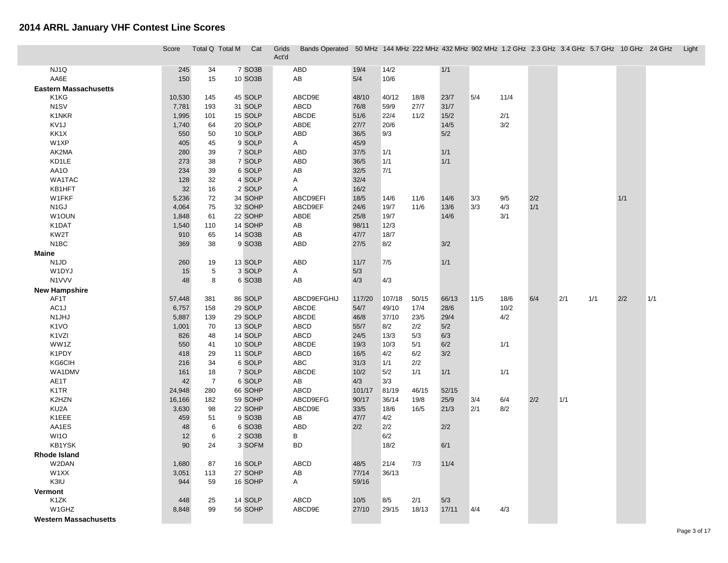# 2014 ARRL January VHF Contest Line Scores

| | Score | Total Q | Total M | Cat | Grids Act'd | Bands Operated | 50 MHz | 144 MHz | 222 MHz | 432 MHz | 902 MHz | 1.2 GHz | 2.3 GHz | 3.4 GHz | 5.7 GHz | 10 GHz | 24 GHz | Light |
|---|---|---|---|---|---|---|---|---|---|---|---|---|---|---|---|---|---|---|
| NJ1Q | 245 | 34 | 7 | SO3B | | ABD | 19/4 | 14/2 | | 1/1 | | | | | | | | |
| AA6E | 150 | 15 | 10 | SO3B | | AB | 5/4 | 10/6 | | | | | | | | | | |
| **Eastern Massachusetts** | | | | | | | | | | | | | | | | | | |
| K1KG | 10,530 | 145 | 45 | SOLP | | ABCD9E | 48/10 | 40/12 | 18/8 | 23/7 | 5/4 | 11/4 | | | | | | |
| N1SV | 7,781 | 193 | 31 | SOLP | | ABCD | 76/8 | 59/9 | 27/7 | 31/7 | | | | | | | | |
| K1NKR | 1,995 | 101 | 15 | SOLP | | ABCDE | 51/6 | 22/4 | 11/2 | 15/2 | | 2/1 | | | | | | |
| KV1J | 1,740 | 64 | 20 | SOLP | | ABDE | 27/7 | 20/6 | | 14/5 | | 3/2 | | | | | | |
| KK1X | 550 | 50 | 10 | SOLP | | ABD | 36/5 | 9/3 | | 5/2 | | | | | | | | |
| W1XP | 405 | 45 | 9 | SOLP | | A | 45/9 | | | | | | | | | | | |
| AK2MA | 280 | 39 | 7 | SOLP | | ABD | 37/5 | 1/1 | | 1/1 | | | | | | | | |
| KD1LE | 273 | 38 | 7 | SOLP | | ABD | 36/5 | 1/1 | | 1/1 | | | | | | | | |
| AA1O | 234 | 39 | 6 | SOLP | | AB | 32/5 | 7/1 | | | | | | | | | | |
| WA1TAC | 128 | 32 | 4 | SOLP | | A | 32/4 | | | | | | | | | | | |
| KB1HFT | 32 | 16 | 2 | SOLP | | A | 16/2 | | | | | | | | | | | |
| W1FKF | 5,236 | 72 | 34 | SOHP | | ABCD9EFI | 18/5 | 14/6 | 11/6 | 14/6 | 3/3 | 9/5 | 2/2 | | | 1/1 | | |
| N1GJ | 4,064 | 75 | 32 | SOHP | | ABCD9EF | 24/6 | 19/7 | 11/6 | 13/6 | 3/3 | 4/3 | 1/1 | | | | | |
| W1OUN | 1,848 | 61 | 22 | SOHP | | ABDE | 25/8 | 19/7 | | 14/6 | | 3/1 | | | | | | |
| K1DAT | 1,540 | 110 | 14 | SOHP | | AB | 98/11 | 12/3 | | | | | | | | | | |
| KW2T | 910 | 65 | 14 | SO3B | | AB | 47/7 | 18/7 | | | | | | | | | | |
| N1BC | 369 | 38 | 9 | SO3B | | ABD | 27/5 | 8/2 | | 3/2 | | | | | | | | |
| **Maine** | | | | | | | | | | | | | | | | | | |
| N1JD | 260 | 19 | 13 | SOLP | | ABD | 11/7 | 7/5 | | 1/1 | | | | | | | | |
| W1DYJ | 15 | 5 | 3 | SOLP | | A | 5/3 | | | | | | | | | | | |
| N1VVV | 48 | 8 | 6 | SO3B | | AB | 4/3 | 4/3 | | | | | | | | | | |
| **New Hampshire** | | | | | | | | | | | | | | | | | | |
| AF1T | 57,448 | 381 | 86 | SOLP | | ABCD9EFGHIJ | 117/20 | 107/18 | 50/15 | 66/13 | 11/5 | 18/6 | 6/4 | 2/1 | 1/1 | 2/2 | 1/1 | |
| AC1J | 6,757 | 158 | 29 | SOLP | | ABCDE | 54/7 | 49/10 | 17/4 | 28/6 | | 10/2 | | | | | | |
| N1JHJ | 5,887 | 139 | 29 | SOLP | | ABCDE | 46/8 | 37/10 | 23/5 | 29/4 | | 4/2 | | | | | | |
| K1VO | 1,001 | 70 | 13 | SOLP | | ABCD | 55/7 | 8/2 | 2/2 | 5/2 | | | | | | | | |
| K1VZI | 826 | 48 | 14 | SOLP | | ABCD | 24/5 | 13/3 | 5/3 | 6/3 | | | | | | | | |
| WW1Z | 550 | 41 | 10 | SOLP | | ABCDE | 19/3 | 10/3 | 5/1 | 6/2 | | 1/1 | | | | | | |
| K1PDY | 418 | 29 | 11 | SOLP | | ABCD | 16/5 | 4/2 | 6/2 | 3/2 | | | | | | | | |
| KG6CIH | 216 | 34 | 6 | SOLP | | ABC | 31/3 | 1/1 | 2/2 | | | | | | | | | |
| WA1DMV | 161 | 18 | 7 | SOLP | | ABCDE | 10/2 | 5/2 | 1/1 | 1/1 | | 1/1 | | | | | | |
| AE1T | 42 | 7 | 6 | SOLP | | AB | 4/3 | 3/3 | | | | | | | | | | |
| K1TR | 24,948 | 280 | 66 | SOHP | | ABCD | 101/17 | 81/19 | 46/15 | 52/15 | | | | | | | | |
| K2HZN | 16,166 | 182 | 59 | SOHP | | ABCD9EFG | 90/17 | 36/14 | 19/8 | 25/9 | 3/4 | 6/4 | 2/2 | 1/1 | | | | |
| KU2A | 3,630 | 98 | 22 | SOHP | | ABCD9E | 33/5 | 18/6 | 16/5 | 21/3 | 2/1 | 8/2 | | | | | | |
| K1EEE | 459 | 51 | 9 | SO3B | | AB | 47/7 | 4/2 | | | | | | | | | | |
| AA1ES | 48 | 6 | 6 | SO3B | | ABD | 2/2 | 2/2 | | 2/2 | | | | | | | | |
| WI1O | 12 | 6 | 2 | SO3B | | B | | 6/2 | | | | | | | | | | |
| KB1YSK | 90 | 24 | 3 | SOFM | | BD | | 18/2 | | 6/1 | | | | | | | | |
| **Rhode Island** | | | | | | | | | | | | | | | | | | |
| W2DAN | 1,680 | 87 | 16 | SOLP | | ABCD | 48/5 | 21/4 | 7/3 | 11/4 | | | | | | | | |
| W1XX | 3,051 | 113 | 27 | SOHP | | AB | 77/14 | 36/13 | | | | | | | | | | |
| K3IU | 944 | 59 | 16 | SOHP | | A | 59/16 | | | | | | | | | | | |
| **Vermont** | | | | | | | | | | | | | | | | | | |
| K1ZK | 448 | 25 | 14 | SOLP | | ABCD | 10/5 | 8/5 | 2/1 | 5/3 | | | | | | | | |
| W1GHZ | 8,848 | 99 | 56 | SOHP | | ABCD9E | 27/10 | 29/15 | 18/13 | 17/11 | 4/4 | 4/3 | | | | | | |
| **Western Massachusetts** | | | | | | | | | | | | | | | | | | |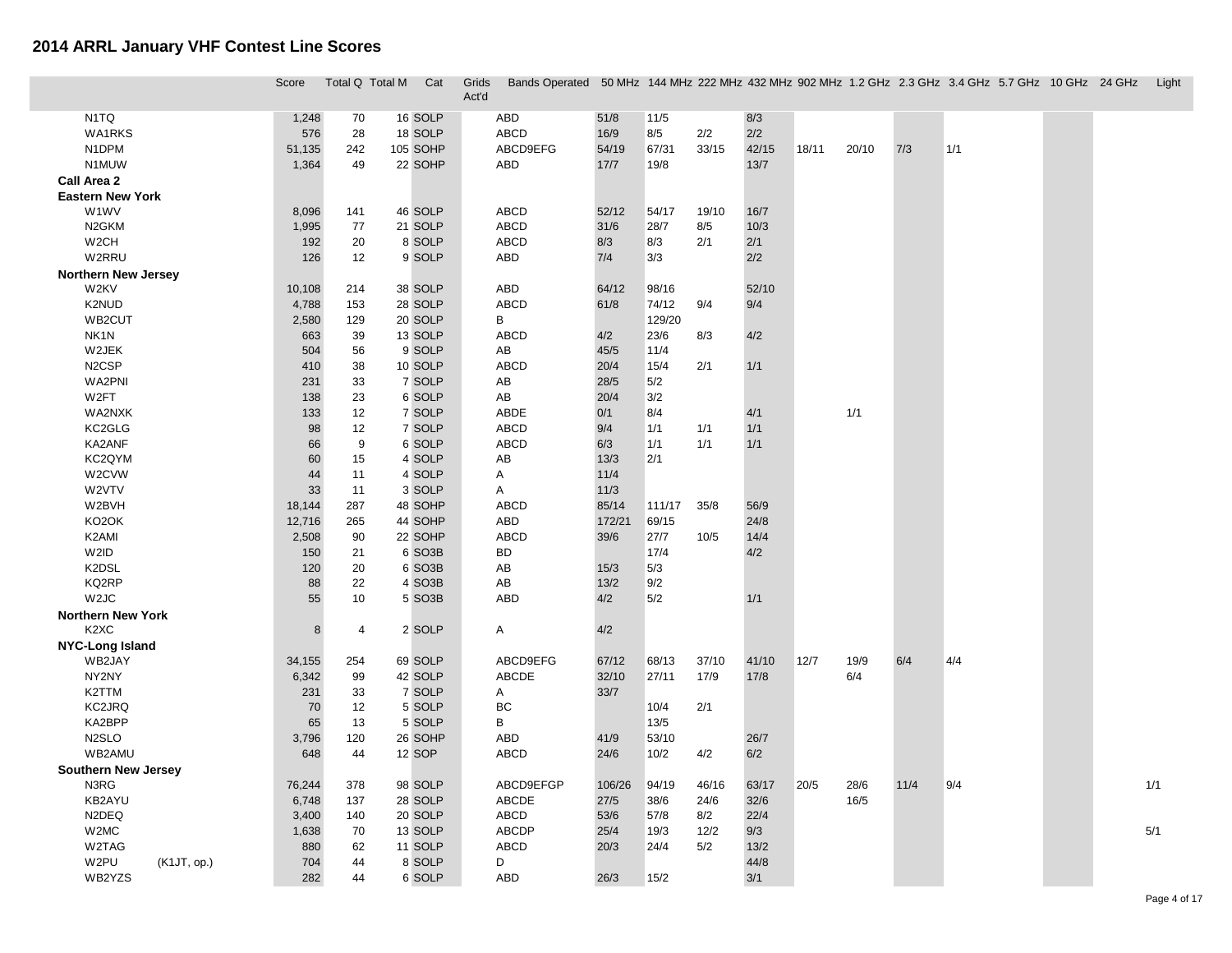## 2014 ARRL January VHF Contest Line Scores

| | Score | Total Q | Total M | Cat | Grids Act'd | Bands Operated | 50 MHz | 144 MHz | 222 MHz | 432 MHz | 902 MHz | 1.2 GHz | 2.3 GHz | 3.4 GHz | 5.7 GHz | 10 GHz | 24 GHz | Light |
|---|---|---|---|---|---|---|---|---|---|---|---|---|---|---|---|---|---|---|
| N1TQ | 1,248 | 70 | 16 | SOLP | | ABD | 51/8 | 11/5 | | 8/3 | | | | | | | | |
| WA1RKS | 576 | 28 | 18 | SOLP | | ABCD | 16/9 | 8/5 | 2/2 | 2/2 | | | | | | | | |
| N1DPM | 51,135 | 242 | 105 | SOHP | | ABCD9EFG | 54/19 | 67/31 | 33/15 | 42/15 | 18/11 | 20/10 | 7/3 | 1/1 | | | | |
| N1MUW | 1,364 | 49 | 22 | SOHP | | ABD | 17/7 | 19/8 | | 13/7 | | | | | | | | |
| **Call Area 2** | | | | | | | | | | | | | | | | | | |
| **Eastern New York** | | | | | | | | | | | | | | | | | | |
| W1WV | 8,096 | 141 | 46 | SOLP | | ABCD | 52/12 | 54/17 | 19/10 | 16/7 | | | | | | | | |
| N2GKM | 1,995 | 77 | 21 | SOLP | | ABCD | 31/6 | 28/7 | 8/5 | 10/3 | | | | | | | | |
| W2CH | 192 | 20 | 8 | SOLP | | ABCD | 8/3 | 8/3 | 2/1 | 2/1 | | | | | | | | |
| W2RRU | 126 | 12 | 9 | SOLP | | ABD | 7/4 | 3/3 | | 2/2 | | | | | | | | |
| **Northern New Jersey** | | | | | | | | | | | | | | | | | | |
| W2KV | 10,108 | 214 | 38 | SOLP | | ABD | 64/12 | 98/16 | | 52/10 | | | | | | | | |
| K2NUD | 4,788 | 153 | 28 | SOLP | | ABCD | 61/8 | 74/12 | 9/4 | 9/4 | | | | | | | | |
| WB2CUT | 2,580 | 129 | 20 | SOLP | | B | | 129/20 | | | | | | | | | | |
| NK1N | 663 | 39 | 13 | SOLP | | ABCD | 4/2 | 23/6 | 8/3 | 4/2 | | | | | | | | |
| W2JEK | 504 | 56 | 9 | SOLP | | AB | 45/5 | 11/4 | | | | | | | | | | |
| N2CSP | 410 | 38 | 10 | SOLP | | ABCD | 20/4 | 15/4 | 2/1 | 1/1 | | | | | | | | |
| WA2PNI | 231 | 33 | 7 | SOLP | | AB | 28/5 | 5/2 | | | | | | | | | | |
| W2FT | 138 | 23 | 6 | SOLP | | AB | 20/4 | 3/2 | | | | | | | | | | |
| WA2NXK | 133 | 12 | 7 | SOLP | | ABDE | 0/1 | 8/4 | | 4/1 | | 1/1 | | | | | | |
| KC2GLG | 98 | 12 | 7 | SOLP | | ABCD | 9/4 | 1/1 | 1/1 | 1/1 | | | | | | | | |
| KA2ANF | 66 | 9 | 6 | SOLP | | ABCD | 6/3 | 1/1 | 1/1 | 1/1 | | | | | | | | |
| KC2QYM | 60 | 15 | 4 | SOLP | | AB | 13/3 | 2/1 | | | | | | | | | | |
| W2CVW | 44 | 11 | 4 | SOLP | | A | 11/4 | | | | | | | | | | | |
| W2VTV | 33 | 11 | 3 | SOLP | | A | 11/3 | | | | | | | | | | | |
| W2BVH | 18,144 | 287 | 48 | SOHP | | ABCD | 85/14 | 111/17 | 35/8 | 56/9 | | | | | | | | |
| KO2OK | 12,716 | 265 | 44 | SOHP | | ABD | 172/21 | 69/15 | | 24/8 | | | | | | | | |
| K2AMI | 2,508 | 90 | 22 | SOHP | | ABCD | 39/6 | 27/7 | 10/5 | 14/4 | | | | | | | | |
| W2ID | 150 | 21 | 6 | SO3B | | BD | | 17/4 | | 4/2 | | | | | | | | |
| K2DSL | 120 | 20 | 6 | SO3B | | AB | 15/3 | 5/3 | | | | | | | | | | |
| KQ2RP | 88 | 22 | 4 | SO3B | | AB | 13/2 | 9/2 | | | | | | | | | | |
| W2JC | 55 | 10 | 5 | SO3B | | ABD | 4/2 | 5/2 | | 1/1 | | | | | | | | |
| **Northern New York** | | | | | | | | | | | | | | | | | | |
| K2XC | 8 | 4 | 2 | SOLP | | A | 4/2 | | | | | | | | | | | |
| **NYC-Long Island** | | | | | | | | | | | | | | | | | | |
| WB2JAY | 34,155 | 254 | 69 | SOLP | | ABCD9EFG | 67/12 | 68/13 | 37/10 | 41/10 | 12/7 | 19/9 | 6/4 | 4/4 | | | | |
| NY2NY | 6,342 | 99 | 42 | SOLP | | ABCDE | 32/10 | 27/11 | 17/9 | 17/8 | | 6/4 | | | | | | |
| K2TTM | 231 | 33 | 7 | SOLP | | A | 33/7 | | | | | | | | | | | |
| KC2JRQ | 70 | 12 | 5 | SOLP | | BC | | 10/4 | 2/1 | | | | | | | | | |
| KA2BPP | 65 | 13 | 5 | SOLP | | B | | 13/5 | | | | | | | | | | |
| N2SLO | 3,796 | 120 | 26 | SOHP | | ABD | 41/9 | 53/10 | | 26/7 | | | | | | | | |
| WB2AMU | 648 | 44 | 12 | SOP | | ABCD | 24/6 | 10/2 | 4/2 | 6/2 | | | | | | | | |
| **Southern New Jersey** | | | | | | | | | | | | | | | | | | |
| N3RG | 76,244 | 378 | 98 | SOLP | | ABCD9EFGP | 106/26 | 94/19 | 46/16 | 63/17 | 20/5 | 28/6 | 11/4 | 9/4 | | | | 1/1 |
| KB2AYU | 6,748 | 137 | 28 | SOLP | | ABCDE | 27/5 | 38/6 | 24/6 | 32/6 | | 16/5 | | | | | | |
| N2DEQ | 3,400 | 140 | 20 | SOLP | | ABCD | 53/6 | 57/8 | 8/2 | 22/4 | | | | | | | | |
| W2MC | 1,638 | 70 | 13 | SOLP | | ABCDP | 25/4 | 19/3 | 12/2 | 9/3 | | | | | | | | 5/1 |
| W2TAG | 880 | 62 | 11 | SOLP | | ABCD | 20/3 | 24/4 | 5/2 | 13/2 | | | | | | | | |
| W2PU (K1JT, op.) | 704 | 44 | 8 | SOLP | | D | | | | 44/8 | | | | | | | | |
| WB2YZS | 282 | 44 | 6 | SOLP | | ABD | 26/3 | 15/2 | | 3/1 | | | | | | | | |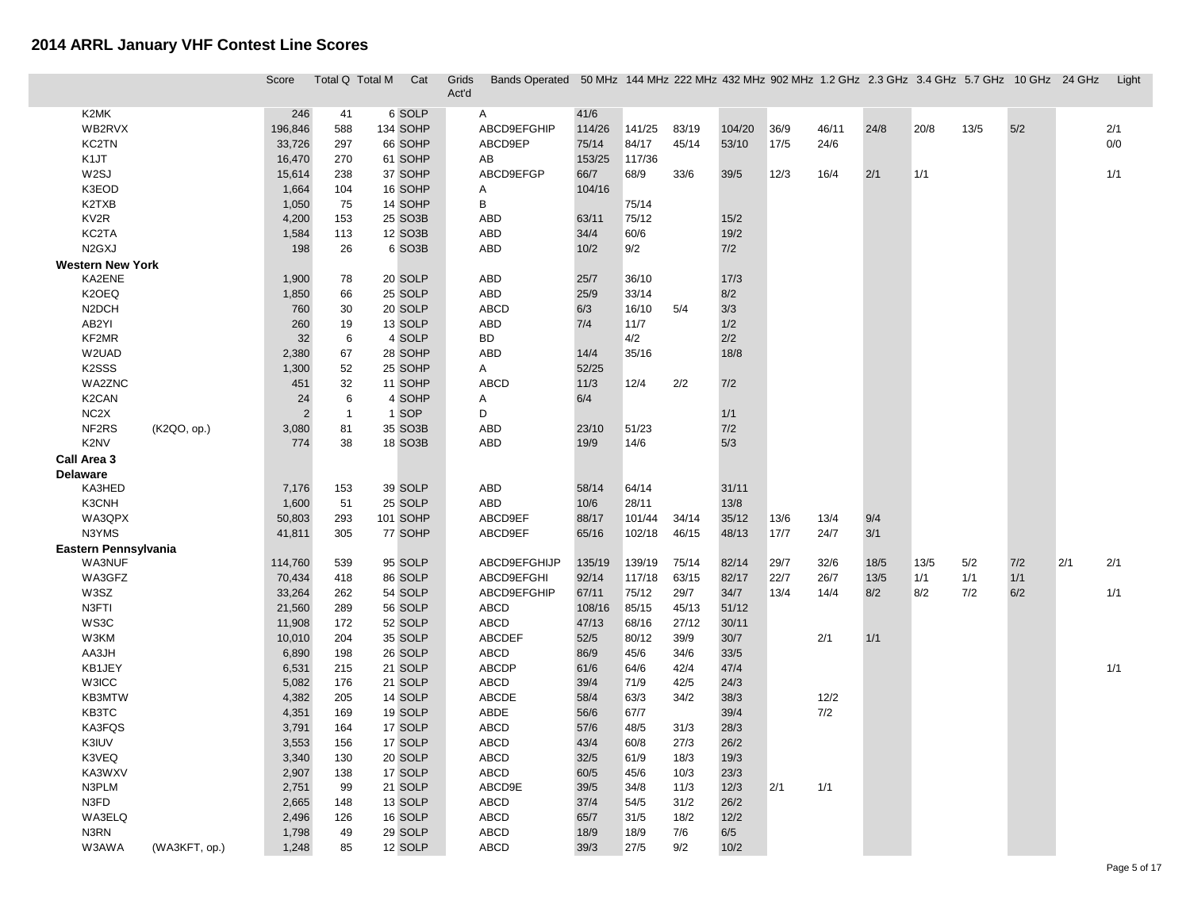# 2014 ARRL January VHF Contest Line Scores

| | | Score | Total Q | Total M | Cat | Grids Act'd | Bands Operated | 50 MHz | 144 MHz | 222 MHz | 432 MHz | 902 MHz | 1.2 GHz | 2.3 GHz | 3.4 GHz | 5.7 GHz | 10 GHz | 24 GHz | Light |
|---|---|---|---|---|---|---|---|---|---|---|---|---|---|---|---|---|---|---|---|
| K2MK | | 246 | 41 | 6 | SOLP | | A | 41/6 | | | | | | | | | | | |
| WB2RVX | | 196,846 | 588 | 134 | SOHP | | ABCD9EFGHIP | 114/26 | 141/25 | 83/19 | 104/20 | 36/9 | 46/11 | 24/8 | 20/8 | 13/5 | 5/2 | | 2/1 |
| KC2TN | | 33,726 | 297 | 66 | SOHP | | ABCD9EP | 75/14 | 84/17 | 45/14 | 53/10 | 17/5 | 24/6 | | | | | | 0/0 |
| K1JT | | 16,470 | 270 | 61 | SOHP | | AB | 153/25 | 117/36 | | | | | | | | | | |
| W2SJ | | 15,614 | 238 | 37 | SOHP | | ABCD9EFGP | 66/7 | 68/9 | 33/6 | 39/5 | 12/3 | 16/4 | 2/1 | 1/1 | | | | 1/1 |
| K3EOD | | 1,664 | 104 | 16 | SOHP | | A | 104/16 | | | | | | | | | | | |
| K2TXB | | 1,050 | 75 | 14 | SOHP | | B | | 75/14 | | | | | | | | | | |
| KV2R | | 4,200 | 153 | 25 | SO3B | | ABD | 63/11 | 75/12 | | 15/2 | | | | | | | | |
| KC2TA | | 1,584 | 113 | 12 | SO3B | | ABD | 34/4 | 60/6 | | 19/2 | | | | | | | | |
| N2GXJ | | 198 | 26 | 6 | SO3B | | ABD | 10/2 | 9/2 | | 7/2 | | | | | | | | |
| **Western New York** | | | | | | | | | | | | | | | | | | | |
| KA2ENE | | 1,900 | 78 | 20 | SOLP | | ABD | 25/7 | 36/10 | | 17/3 | | | | | | | | |
| K2OEQ | | 1,850 | 66 | 25 | SOLP | | ABD | 25/9 | 33/14 | | 8/2 | | | | | | | | |
| N2DCH | | 760 | 30 | 20 | SOLP | | ABCD | 6/3 | 16/10 | 5/4 | 3/3 | | | | | | | | |
| AB2YI | | 260 | 19 | 13 | SOLP | | ABD | 7/4 | 11/7 | | 1/2 | | | | | | | | |
| KF2MR | | 32 | 6 | 4 | SOLP | | BD | | 4/2 | | 2/2 | | | | | | | | |
| W2UAD | | 2,380 | 67 | 28 | SOHP | | ABD | 14/4 | 35/16 | | 18/8 | | | | | | | | |
| K2SSS | | 1,300 | 52 | 25 | SOHP | | A | 52/25 | | | | | | | | | | | |
| WA2ZNC | | 451 | 32 | 11 | SOHP | | ABCD | 11/3 | 12/4 | 2/2 | 7/2 | | | | | | | | |
| K2CAN | | 24 | 6 | 4 | SOHP | | A | 6/4 | | | | | | | | | | | |
| NC2X | | 2 | 1 | 1 | SOP | | D | | | | 1/1 | | | | | | | | |
| NF2RS | (K2QO, op.) | 3,080 | 81 | 35 | SO3B | | ABD | 23/10 | 51/23 | | 7/2 | | | | | | | | |
| K2NV | | 774 | 38 | 18 | SO3B | | ABD | 19/9 | 14/6 | | 5/3 | | | | | | | | |
| **Call Area 3** | | | | | | | | | | | | | | | | | | | |
| **Delaware** | | | | | | | | | | | | | | | | | | | |
| KA3HED | | 7,176 | 153 | 39 | SOLP | | ABD | 58/14 | 64/14 | | 31/11 | | | | | | | | |
| K3CNH | | 1,600 | 51 | 25 | SOLP | | ABD | 10/6 | 28/11 | | 13/8 | | | | | | | | |
| WA3QPX | | 50,803 | 293 | 101 | SOHP | | ABCD9EF | 88/17 | 101/44 | 34/14 | 35/12 | 13/6 | 13/4 | 9/4 | | | | | |
| N3YMS | | 41,811 | 305 | 77 | SOHP | | ABCD9EF | 65/16 | 102/18 | 46/15 | 48/13 | 17/7 | 24/7 | 3/1 | | | | | |
| **Eastern Pennsylvania** | | | | | | | | | | | | | | | | | | | |
| WA3NUF | | 114,760 | 539 | 95 | SOLP | | ABCD9EFGHIJP | 135/19 | 139/19 | 75/14 | 82/14 | 29/7 | 32/6 | 18/5 | 13/5 | 5/2 | 7/2 | 2/1 | 2/1 |
| WA3GFZ | | 70,434 | 418 | 86 | SOLP | | ABCD9EFGHI | 92/14 | 117/18 | 63/15 | 82/17 | 22/7 | 26/7 | 13/5 | 1/1 | 1/1 | 1/1 | | |
| W3SZ | | 33,264 | 262 | 54 | SOLP | | ABCD9EFGHIP | 67/11 | 75/12 | 29/7 | 34/7 | 13/4 | 14/4 | 8/2 | 8/2 | 7/2 | 6/2 | | 1/1 |
| N3FTI | | 21,560 | 289 | 56 | SOLP | | ABCD | 108/16 | 85/15 | 45/13 | 51/12 | | | | | | | | |
| WS3C | | 11,908 | 172 | 52 | SOLP | | ABCD | 47/13 | 68/16 | 27/12 | 30/11 | | | | | | | | |
| W3KM | | 10,010 | 204 | 35 | SOLP | | ABCDEF | 52/5 | 80/12 | 39/9 | 30/7 | | 2/1 | 1/1 | | | | | |
| AA3JH | | 6,890 | 198 | 26 | SOLP | | ABCD | 86/9 | 45/6 | 34/6 | 33/5 | | | | | | | | |
| KB1JEY | | 6,531 | 215 | 21 | SOLP | | ABCDP | 61/6 | 64/6 | 42/4 | 47/4 | | | | | | | | 1/1 |
| W3ICC | | 5,082 | 176 | 21 | SOLP | | ABCD | 39/4 | 71/9 | 42/5 | 24/3 | | | | | | | | |
| KB3MTW | | 4,382 | 205 | 14 | SOLP | | ABCDE | 58/4 | 63/3 | 34/2 | 38/3 | | 12/2 | | | | | | |
| KB3TC | | 4,351 | 169 | 19 | SOLP | | ABDE | 56/6 | 67/7 | | 39/4 | | 7/2 | | | | | | |
| KA3FQS | | 3,791 | 164 | 17 | SOLP | | ABCD | 57/6 | 48/5 | 31/3 | 28/3 | | | | | | | | |
| K3IUV | | 3,553 | 156 | 17 | SOLP | | ABCD | 43/4 | 60/8 | 27/3 | 26/2 | | | | | | | | |
| K3VEQ | | 3,340 | 130 | 20 | SOLP | | ABCD | 32/5 | 61/9 | 18/3 | 19/3 | | | | | | | | |
| KA3WXV | | 2,907 | 138 | 17 | SOLP | | ABCD | 60/5 | 45/6 | 10/3 | 23/3 | | | | | | | | |
| N3PLM | | 2,751 | 99 | 21 | SOLP | | ABCD9E | 39/5 | 34/8 | 11/3 | 12/3 | 2/1 | 1/1 | | | | | | |
| N3FD | | 2,665 | 148 | 13 | SOLP | | ABCD | 37/4 | 54/5 | 31/2 | 26/2 | | | | | | | | |
| WA3ELQ | | 2,496 | 126 | 16 | SOLP | | ABCD | 65/7 | 31/5 | 18/2 | 12/2 | | | | | | | | |
| N3RN | | 1,798 | 49 | 29 | SOLP | | ABCD | 18/9 | 18/9 | 7/6 | 6/5 | | | | | | | | |
| W3AWA | (WA3KFT, op.) | 1,248 | 85 | 12 | SOLP | | ABCD | 39/3 | 27/5 | 9/2 | 10/2 | | | | | | | | |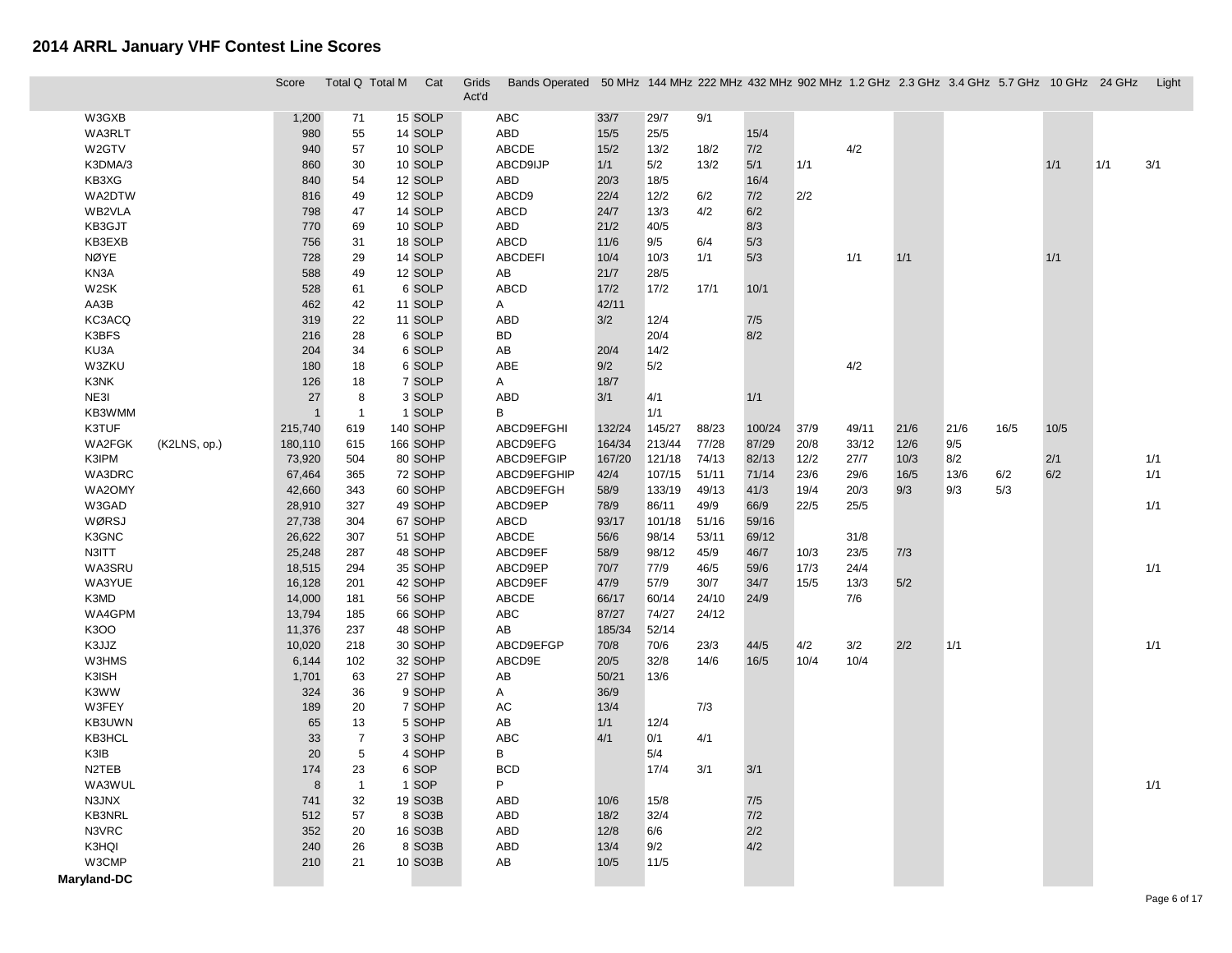# 2014 ARRL January VHF Contest Line Scores

| | | Score | Total Q | Total M | Cat | Grids Act'd | Bands Operated | 50 MHz | 144 MHz | 222 MHz | 432 MHz | 902 MHz | 1.2 GHz | 2.3 GHz | 3.4 GHz | 5.7 GHz | 10 GHz | 24 GHz | Light |
|---|---|---|---|---|---|---|---|---|---|---|---|---|---|---|---|---|---|---|---|
| W3GXB | | 1,200 | 71 | 15 | SOLP | | ABC | 33/7 | 29/7 | 9/1 | | | | | | | | | |
| WA3RLT | | 980 | 55 | 14 | SOLP | | ABD | 15/5 | 25/5 | | 15/4 | | | | | | | | |
| W2GTV | | 940 | 57 | 10 | SOLP | | ABCDE | 15/2 | 13/2 | 18/2 | 7/2 | | 4/2 | | | | | | |
| K3DMA/3 | | 860 | 30 | 10 | SOLP | | ABCD9IJP | 1/1 | 5/2 | 13/2 | 5/1 | 1/1 | | | | | 1/1 | 1/1 | 3/1 |
| KB3XG | | 840 | 54 | 12 | SOLP | | ABD | 20/3 | 18/5 | | 16/4 | | | | | | | | |
| WA2DTW | | 816 | 49 | 12 | SOLP | | ABCD9 | 22/4 | 12/2 | 6/2 | 7/2 | 2/2 | | | | | | | |
| WB2VLA | | 798 | 47 | 14 | SOLP | | ABCD | 24/7 | 13/3 | 4/2 | 6/2 | | | | | | | | |
| KB3GJT | | 770 | 69 | 10 | SOLP | | ABD | 21/2 | 40/5 | | 8/3 | | | | | | | | |
| KB3EXB | | 756 | 31 | 18 | SOLP | | ABCD | 11/6 | 9/5 | 6/4 | 5/3 | | | | | | | | |
| NØYE | | 728 | 29 | 14 | SOLP | | ABCDEFI | 10/4 | 10/3 | 1/1 | 5/3 | | 1/1 | 1/1 | | | 1/1 | | |
| KN3A | | 588 | 49 | 12 | SOLP | | AB | 21/7 | 28/5 | | | | | | | | | | |
| W2SK | | 528 | 61 | 6 | SOLP | | ABCD | 17/2 | 17/2 | 17/1 | 10/1 | | | | | | | | |
| AA3B | | 462 | 42 | 11 | SOLP | | A | 42/11 | | | | | | | | | | | |
| KC3ACQ | | 319 | 22 | 11 | SOLP | | ABD | 3/2 | 12/4 | | 7/5 | | | | | | | | |
| K3BFS | | 216 | 28 | 6 | SOLP | | BD | | 20/4 | | 8/2 | | | | | | | | |
| KU3A | | 204 | 34 | 6 | SOLP | | AB | 20/4 | 14/2 | | | | | | | | | | |
| W3ZKU | | 180 | 18 | 6 | SOLP | | ABE | 9/2 | 5/2 | | | | 4/2 | | | | | | |
| K3NK | | 126 | 18 | 7 | SOLP | | A | 18/7 | | | | | | | | | | | |
| NE3I | | 27 | 8 | 3 | SOLP | | ABD | 3/1 | 4/1 | | 1/1 | | | | | | | | |
| KB3WMM | | 1 | 1 | 1 | SOLP | | B | | 1/1 | | | | | | | | | | |
| K3TUF | | 215,740 | 619 | 140 | SOHP | | ABCD9EFGHI | 132/24 | 145/27 | 88/23 | 100/24 | 37/9 | 49/11 | 21/6 | 21/6 | 16/5 | 10/5 | | |
| WA2FGK | (K2LNS, op.) | 180,110 | 615 | 166 | SOHP | | ABCD9EFG | 164/34 | 213/44 | 77/28 | 87/29 | 20/8 | 33/12 | 12/6 | 9/5 | | | | |
| K3IPM | | 73,920 | 504 | 80 | SOHP | | ABCD9EFGIP | 167/20 | 121/18 | 74/13 | 82/13 | 12/2 | 27/7 | 10/3 | 8/2 | | 2/1 | | 1/1 |
| WA3DRC | | 67,464 | 365 | 72 | SOHP | | ABCD9EFGHIP | 42/4 | 107/15 | 51/11 | 71/14 | 23/6 | 29/6 | 16/5 | 13/6 | 6/2 | 6/2 | | 1/1 |
| WA2OMY | | 42,660 | 343 | 60 | SOHP | | ABCD9EFGH | 58/9 | 133/19 | 49/13 | 41/3 | 19/4 | 20/3 | 9/3 | 9/3 | 5/3 | | | |
| W3GAD | | 28,910 | 327 | 49 | SOHP | | ABCD9EP | 78/9 | 86/11 | 49/9 | 66/9 | 22/5 | 25/5 | | | | | | 1/1 |
| WØRSJ | | 27,738 | 304 | 67 | SOHP | | ABCD | 93/17 | 101/18 | 51/16 | 59/16 | | | | | | | | |
| K3GNC | | 26,622 | 307 | 51 | SOHP | | ABCDE | 56/6 | 98/14 | 53/11 | 69/12 | | 31/8 | | | | | | |
| N3ITT | | 25,248 | 287 | 48 | SOHP | | ABCD9EF | 58/9 | 98/12 | 45/9 | 46/7 | 10/3 | 23/5 | 7/3 | | | | | |
| WA3SRU | | 18,515 | 294 | 35 | SOHP | | ABCD9EP | 70/7 | 77/9 | 46/5 | 59/6 | 17/3 | 24/4 | | | | | | 1/1 |
| WA3YUE | | 16,128 | 201 | 42 | SOHP | | ABCD9EF | 47/9 | 57/9 | 30/7 | 34/7 | 15/5 | 13/3 | 5/2 | | | | | |
| K3MD | | 14,000 | 181 | 56 | SOHP | | ABCDE | 66/17 | 60/14 | 24/10 | 24/9 | | 7/6 | | | | | | |
| WA4GPM | | 13,794 | 185 | 66 | SOHP | | ABC | 87/27 | 74/27 | 24/12 | | | | | | | | | |
| K3OO | | 11,376 | 237 | 48 | SOHP | | AB | 185/34 | 52/14 | | | | | | | | | | |
| K3JJZ | | 10,020 | 218 | 30 | SOHP | | ABCD9EFGP | 70/8 | 70/6 | 23/3 | 44/5 | 4/2 | 3/2 | 2/2 | 1/1 | | | | 1/1 |
| W3HMS | | 6,144 | 102 | 32 | SOHP | | ABCD9E | 20/5 | 32/8 | 14/6 | 16/5 | 10/4 | 10/4 | | | | | | |
| K3ISH | | 1,701 | 63 | 27 | SOHP | | AB | 50/21 | 13/6 | | | | | | | | | | |
| K3WW | | 324 | 36 | 9 | SOHP | | A | 36/9 | | | | | | | | | | | |
| W3FEY | | 189 | 20 | 7 | SOHP | | AC | 13/4 | | 7/3 | | | | | | | | | |
| KB3UWN | | 65 | 13 | 5 | SOHP | | AB | 1/1 | 12/4 | | | | | | | | | | |
| KB3HCL | | 33 | 7 | 3 | SOHP | | ABC | 4/1 | 0/1 | 4/1 | | | | | | | | | |
| K3IB | | 20 | 5 | 4 | SOHP | | B | | 5/4 | | | | | | | | | | |
| N2TEB | | 174 | 23 | 6 | SOP | | BCD | | 17/4 | 3/1 | 3/1 | | | | | | | | |
| WA3WUL | | 8 | 1 | 1 | SOP | | P | | | | | | | | | | | | 1/1 |
| N3JNX | | 741 | 32 | 19 | SO3B | | ABD | 10/6 | 15/8 | | 7/5 | | | | | | | | |
| KB3NRL | | 512 | 57 | 8 | SO3B | | ABD | 18/2 | 32/4 | | 7/2 | | | | | | | | |
| N3VRC | | 352 | 20 | 16 | SO3B | | ABD | 12/8 | 6/6 | | 2/2 | | | | | | | | |
| K3HQI | | 240 | 26 | 8 | SO3B | | ABD | 13/4 | 9/2 | | 4/2 | | | | | | | | |
| W3CMP | | 210 | 21 | 10 | SO3B | | AB | 10/5 | 11/5 | | | | | | | | | | |

**Maryland-DC**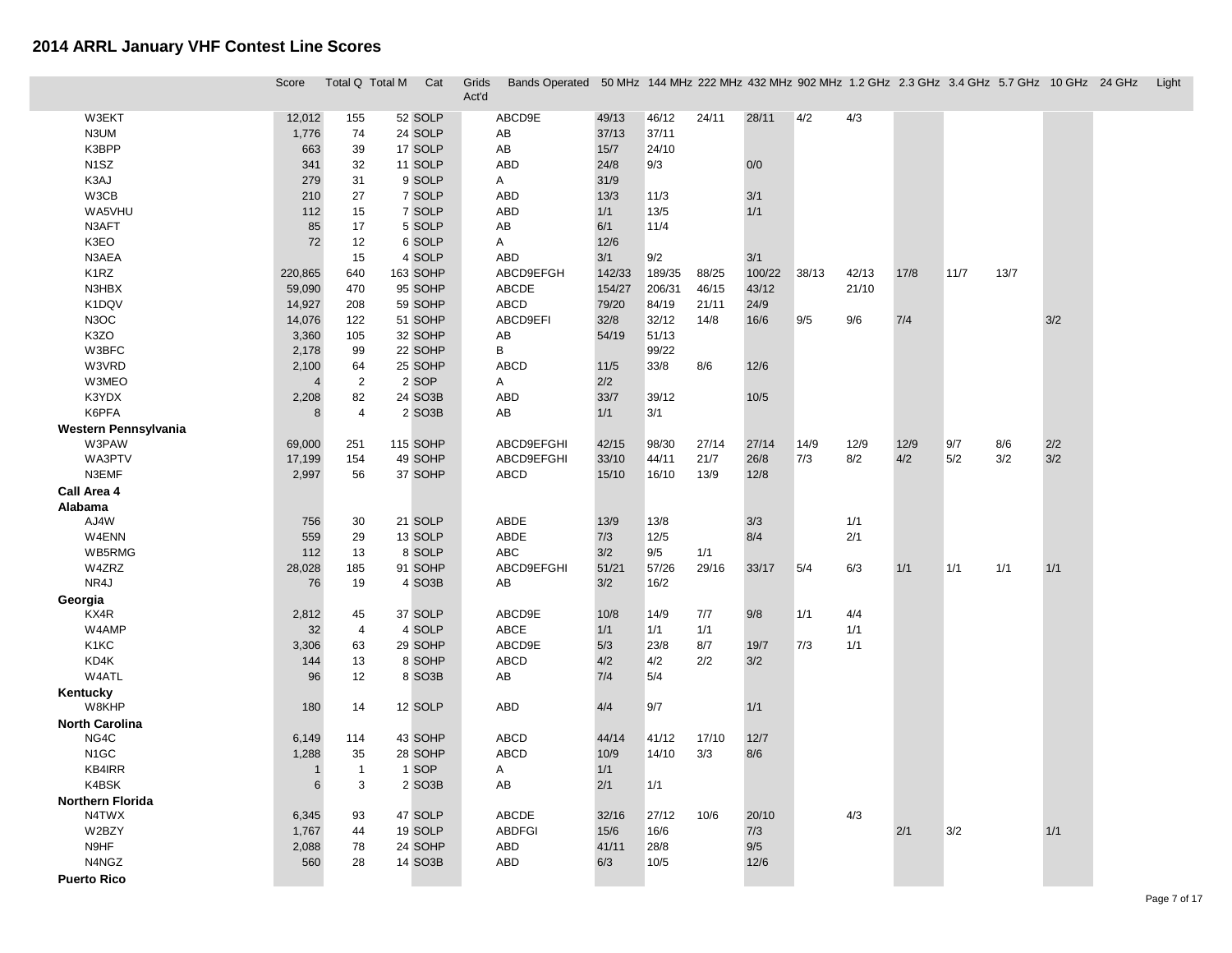# 2014 ARRL January VHF Contest Line Scores

| | Score | Total Q | Total M | Cat | Grids Act'd | Bands Operated | 50 MHz | 144 MHz | 222 MHz | 432 MHz | 902 MHz | 1.2 GHz | 2.3 GHz | 3.4 GHz | 5.7 GHz | 10 GHz | 24 GHz | Light |
|---|---|---|---|---|---|---|---|---|---|---|---|---|---|---|---|---|---|---|
| W3EKT | 12,012 | 155 | 52 | SOLP | | ABCD9E | 49/13 | 46/12 | 24/11 | 28/11 | 4/2 | 4/3 | | | | | | |
| N3UM | 1,776 | 74 | 24 | SOLP | | AB | 37/13 | 37/11 | | | | | | | | | | |
| K3BPP | 663 | 39 | 17 | SOLP | | AB | 15/7 | 24/10 | | | | | | | | | | |
| N1SZ | 341 | 32 | 11 | SOLP | | ABD | 24/8 | 9/3 | | 0/0 | | | | | | | | |
| K3AJ | 279 | 31 | 9 | SOLP | | A | 31/9 | | | | | | | | | | | |
| W3CB | 210 | 27 | 7 | SOLP | | ABD | 13/3 | 11/3 | | 3/1 | | | | | | | | |
| WA5VHU | 112 | 15 | 7 | SOLP | | ABD | 1/1 | 13/5 | | 1/1 | | | | | | | | |
| N3AFT | 85 | 17 | 5 | SOLP | | AB | 6/1 | 11/4 | | | | | | | | | | |
| K3EO | 72 | 12 | 6 | SOLP | | A | 12/6 | | | | | | | | | | | |
| N3AEA | | 15 | 4 | SOLP | | ABD | 3/1 | 9/2 | | 3/1 | | | | | | | | |
| K1RZ | 220,865 | 640 | 163 | SOHP | | ABCD9EFGH | 142/33 | 189/35 | 88/25 | 100/22 | 38/13 | 42/13 | 17/8 | 11/7 | 13/7 | | | |
| N3HBX | 59,090 | 470 | 95 | SOHP | | ABCDE | 154/27 | 206/31 | 46/15 | 43/12 | | 21/10 | | | | | | |
| K1DQV | 14,927 | 208 | 59 | SOHP | | ABCD | 79/20 | 84/19 | 21/11 | 24/9 | | | | | | | | |
| N3OC | 14,076 | 122 | 51 | SOHP | | ABCD9EFI | 32/8 | 32/12 | 14/8 | 16/6 | 9/5 | 9/6 | 7/4 | | | 3/2 | | |
| K3ZO | 3,360 | 105 | 32 | SOHP | | AB | 54/19 | 51/13 | | | | | | | | | | |
| W3BFC | 2,178 | 99 | 22 | SOHP | | B | | 99/22 | | | | | | | | | | |
| W3VRD | 2,100 | 64 | 25 | SOHP | | ABCD | 11/5 | 33/8 | 8/6 | 12/6 | | | | | | | | |
| W3MEO | 4 | 2 | 2 | SOP | | A | 2/2 | | | | | | | | | | | |
| K3YDX | 2,208 | 82 | 24 | SO3B | | ABD | 33/7 | 39/12 | | 10/5 | | | | | | | | |
| K6PFA | 8 | 4 | 2 | SO3B | | AB | 1/1 | 3/1 | | | | | | | | | | |
| **Western Pennsylvania** | | | | | | | | | | | | | | | | | | |
| W3PAW | 69,000 | 251 | 115 | SOHP | | ABCD9EFGHI | 42/15 | 98/30 | 27/14 | 27/14 | 14/9 | 12/9 | 12/9 | 9/7 | 8/6 | 2/2 | | |
| WA3PTV | 17,199 | 154 | 49 | SOHP | | ABCD9EFGHI | 33/10 | 44/11 | 21/7 | 26/8 | 7/3 | 8/2 | 4/2 | 5/2 | 3/2 | 3/2 | | |
| N3EMF | 2,997 | 56 | 37 | SOHP | | ABCD | 15/10 | 16/10 | 13/9 | 12/8 | | | | | | | | |
| **Call Area 4** | | | | | | | | | | | | | | | | | | |
| **Alabama** | | | | | | | | | | | | | | | | | | |
| AJ4W | 756 | 30 | 21 | SOLP | | ABDE | 13/9 | 13/8 | | 3/3 | | 1/1 | | | | | | |
| W4ENN | 559 | 29 | 13 | SOLP | | ABDE | 7/3 | 12/5 | | 8/4 | | 2/1 | | | | | | |
| WB5RMG | 112 | 13 | 8 | SOLP | | ABC | 3/2 | 9/5 | 1/1 | | | | | | | | | |
| W4ZRZ | 28,028 | 185 | 91 | SOHP | | ABCD9EFGHI | 51/21 | 57/26 | 29/16 | 33/17 | 5/4 | 6/3 | 1/1 | 1/1 | 1/1 | 1/1 | | |
| NR4J | 76 | 19 | 4 | SO3B | | AB | 3/2 | 16/2 | | | | | | | | | | |
| **Georgia** | | | | | | | | | | | | | | | | | | |
| KX4R | 2,812 | 45 | 37 | SOLP | | ABCD9E | 10/8 | 14/9 | 7/7 | 9/8 | 1/1 | 4/4 | | | | | | |
| W4AMP | 32 | 4 | 4 | SOLP | | ABCE | 1/1 | 1/1 | 1/1 | | | 1/1 | | | | | | |
| K1KC | 3,306 | 63 | 29 | SOHP | | ABCD9E | 5/3 | 23/8 | 8/7 | 19/7 | 7/3 | 1/1 | | | | | | |
| KD4K | 144 | 13 | 8 | SOHP | | ABCD | 4/2 | 4/2 | 2/2 | 3/2 | | | | | | | | |
| W4ATL | 96 | 12 | 8 | SO3B | | AB | 7/4 | 5/4 | | | | | | | | | | |
| **Kentucky** | | | | | | | | | | | | | | | | | | |
| W8KHP | 180 | 14 | 12 | SOLP | | ABD | 4/4 | 9/7 | | 1/1 | | | | | | | | |
| **North Carolina** | | | | | | | | | | | | | | | | | | |
| NG4C | 6,149 | 114 | 43 | SOHP | | ABCD | 44/14 | 41/12 | 17/10 | 12/7 | | | | | | | | |
| N1GC | 1,288 | 35 | 28 | SOHP | | ABCD | 10/9 | 14/10 | 3/3 | 8/6 | | | | | | | | |
| KB4IRR | 1 | 1 | 1 | SOP | | A | 1/1 | | | | | | | | | | | |
| K4BSK | 6 | 3 | 2 | SO3B | | AB | 2/1 | 1/1 | | | | | | | | | | |
| **Northern Florida** | | | | | | | | | | | | | | | | | | |
| N4TWX | 6,345 | 93 | 47 | SOLP | | ABCDE | 32/16 | 27/12 | 10/6 | 20/10 | | 4/3 | | | | | | |
| W2BZY | 1,767 | 44 | 19 | SOLP | | ABDFGI | 15/6 | 16/6 | | 7/3 | | | 2/1 | 3/2 | | 1/1 | | |
| N9HF | 2,088 | 78 | 24 | SOHP | | ABD | 41/11 | 28/8 | | 9/5 | | | | | | | | |
| N4NGZ | 560 | 28 | 14 | SO3B | | ABD | 6/3 | 10/5 | | 12/6 | | | | | | | | |
| **Puerto Rico** | | | | | | | | | | | | | | | | | | |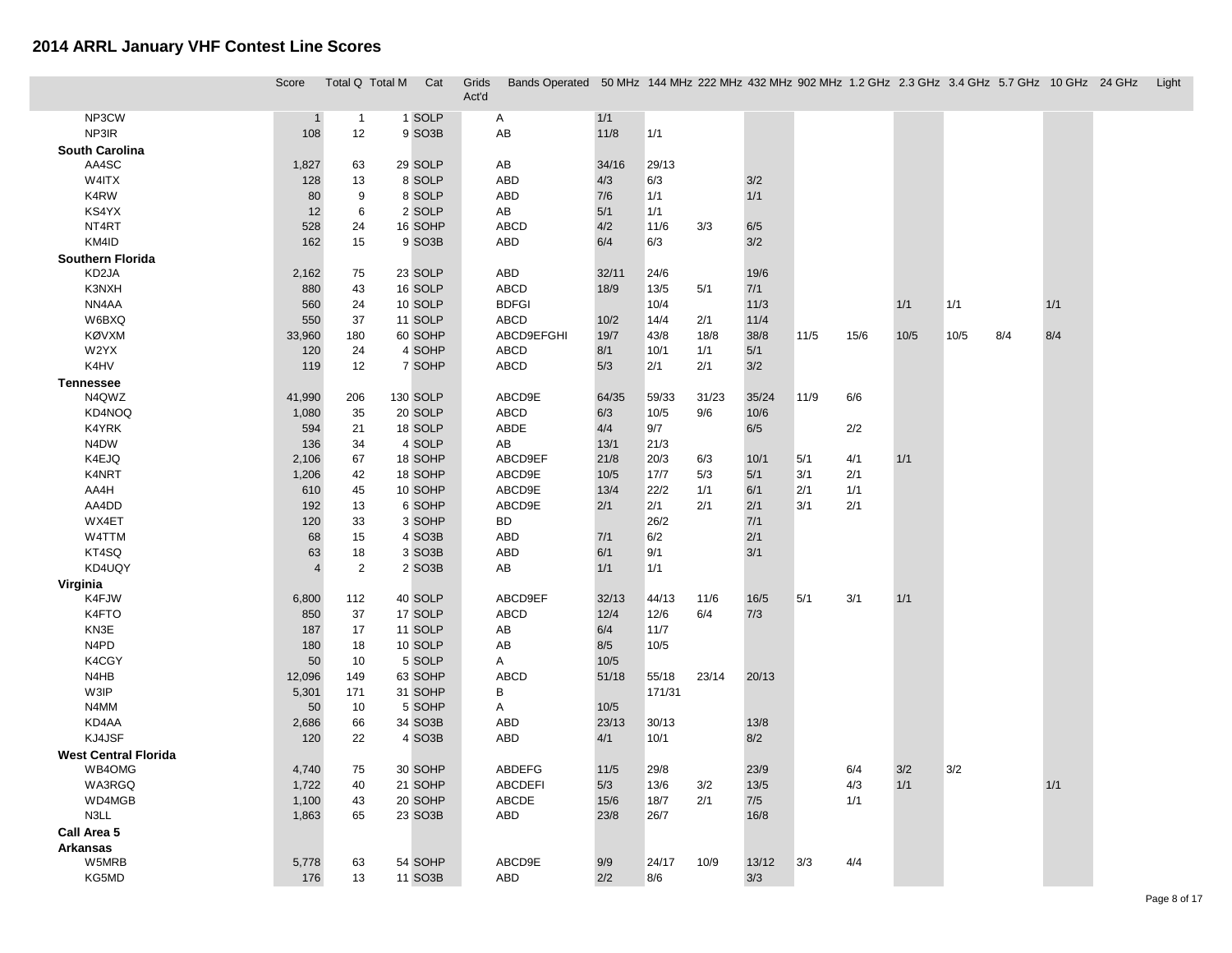## 2014 ARRL January VHF Contest Line Scores

| | Score | Total Q | Total M | Cat | Grids Act'd | Bands Operated | 50 MHz | 144 MHz | 222 MHz | 432 MHz | 902 MHz | 1.2 GHz | 2.3 GHz | 3.4 GHz | 5.7 GHz | 10 GHz | 24 GHz | Light |
|---|---|---|---|---|---|---|---|---|---|---|---|---|---|---|---|---|---|---|
| NP3CW | 1 | 1 | 1 | SOLP | | A | 1/1 | | | | | | | | | | | |
| NP3IR | 108 | 12 | 9 | SO3B | | AB | 11/8 | 1/1 | | | | | | | | | | |
| **South Carolina** | | | | | | | | | | | | | | | | | | |
| AA4SC | 1,827 | 63 | 29 | SOLP | | AB | 34/16 | 29/13 | | | | | | | | | | |
| W4ITX | 128 | 13 | 8 | SOLP | | ABD | 4/3 | 6/3 | | 3/2 | | | | | | | | |
| K4RW | 80 | 9 | 8 | SOLP | | ABD | 7/6 | 1/1 | | 1/1 | | | | | | | | |
| KS4YX | 12 | 6 | 2 | SOLP | | AB | 5/1 | 1/1 | | | | | | | | | | |
| NT4RT | 528 | 24 | 16 | SOHP | | ABCD | 4/2 | 11/6 | 3/3 | 6/5 | | | | | | | | |
| KM4ID | 162 | 15 | 9 | SO3B | | ABD | 6/4 | 6/3 | | 3/2 | | | | | | | | |
| **Southern Florida** | | | | | | | | | | | | | | | | | | |
| KD2JA | 2,162 | 75 | 23 | SOLP | | ABD | 32/11 | 24/6 | | 19/6 | | | | | | | | |
| K3NXH | 880 | 43 | 16 | SOLP | | ABCD | 18/9 | 13/5 | 5/1 | 7/1 | | | | | | | | |
| NN4AA | 560 | 24 | 10 | SOLP | | BDFGI | | 10/4 | | 11/3 | | | 1/1 | 1/1 | | 1/1 | | |
| W6BXQ | 550 | 37 | 11 | SOLP | | ABCD | 10/2 | 14/4 | 2/1 | 11/4 | | | | | | | | |
| KØVXM | 33,960 | 180 | 60 | SOHP | | ABCD9EFGHI | 19/7 | 43/8 | 18/8 | 38/8 | 11/5 | 15/6 | 10/5 | 10/5 | 8/4 | 8/4 | | |
| W2YX | 120 | 24 | 4 | SOHP | | ABCD | 8/1 | 10/1 | 1/1 | 5/1 | | | | | | | | |
| K4HV | 119 | 12 | 7 | SOHP | | ABCD | 5/3 | 2/1 | 2/1 | 3/2 | | | | | | | | |
| **Tennessee** | | | | | | | | | | | | | | | | | | |
| N4QWZ | 41,990 | 206 | 130 | SOLP | | ABCD9E | 64/35 | 59/33 | 31/23 | 35/24 | 11/9 | 6/6 | | | | | | |
| KD4NOQ | 1,080 | 35 | 20 | SOLP | | ABCD | 6/3 | 10/5 | 9/6 | 10/6 | | | | | | | | |
| K4YRK | 594 | 21 | 18 | SOLP | | ABDE | 4/4 | 9/7 | | 6/5 | | 2/2 | | | | | | |
| N4DW | 136 | 34 | 4 | SOLP | | AB | 13/1 | 21/3 | | | | | | | | | | |
| K4EJQ | 2,106 | 67 | 18 | SOHP | | ABCD9EF | 21/8 | 20/3 | 6/3 | 10/1 | 5/1 | 4/1 | 1/1 | | | | | |
| K4NRT | 1,206 | 42 | 18 | SOHP | | ABCD9E | 10/5 | 17/7 | 5/3 | 5/1 | 3/1 | 2/1 | | | | | | |
| AA4H | 610 | 45 | 10 | SOHP | | ABCD9E | 13/4 | 22/2 | 1/1 | 6/1 | 2/1 | 1/1 | | | | | | |
| AA4DD | 192 | 13 | 6 | SOHP | | ABCD9E | 2/1 | 2/1 | 2/1 | 2/1 | 3/1 | 2/1 | | | | | | |
| WX4ET | 120 | 33 | 3 | SOHP | | BD | | 26/2 | | 7/1 | | | | | | | | |
| W4TTM | 68 | 15 | 4 | SO3B | | ABD | 7/1 | 6/2 | | 2/1 | | | | | | | | |
| KT4SQ | 63 | 18 | 3 | SO3B | | ABD | 6/1 | 9/1 | | 3/1 | | | | | | | | |
| KD4UQY | 4 | 2 | 2 | SO3B | | AB | 1/1 | 1/1 | | | | | | | | | | |
| **Virginia** | | | | | | | | | | | | | | | | | | |
| K4FJW | 6,800 | 112 | 40 | SOLP | | ABCD9EF | 32/13 | 44/13 | 11/6 | 16/5 | 5/1 | 3/1 | 1/1 | | | | | |
| K4FTO | 850 | 37 | 17 | SOLP | | ABCD | 12/4 | 12/6 | 6/4 | 7/3 | | | | | | | | |
| KN3E | 187 | 17 | 11 | SOLP | | AB | 6/4 | 11/7 | | | | | | | | | | |
| N4PD | 180 | 18 | 10 | SOLP | | AB | 8/5 | 10/5 | | | | | | | | | | |
| K4CGY | 50 | 10 | 5 | SOLP | | A | 10/5 | | | | | | | | | | | |
| N4HB | 12,096 | 149 | 63 | SOHP | | ABCD | 51/18 | 55/18 | 23/14 | 20/13 | | | | | | | | |
| W3IP | 5,301 | 171 | 31 | SOHP | | B | | 171/31 | | | | | | | | | | |
| N4MM | 50 | 10 | 5 | SOHP | | A | 10/5 | | | | | | | | | | | |
| KD4AA | 2,686 | 66 | 34 | SO3B | | ABD | 23/13 | 30/13 | | 13/8 | | | | | | | | |
| KJ4JSF | 120 | 22 | 4 | SO3B | | ABD | 4/1 | 10/1 | | 8/2 | | | | | | | | |
| **West Central Florida** | | | | | | | | | | | | | | | | | | |
| WB4OMG | 4,740 | 75 | 30 | SOHP | | ABDEFG | 11/5 | 29/8 | | 23/9 | | 6/4 | 3/2 | 3/2 | | | | |
| WA3RGQ | 1,722 | 40 | 21 | SOHP | | ABCDEFI | 5/3 | 13/6 | 3/2 | 13/5 | | 4/3 | 1/1 | | | 1/1 | | |
| WD4MGB | 1,100 | 43 | 20 | SOHP | | ABCDE | 15/6 | 18/7 | 2/1 | 7/5 | | 1/1 | | | | | | |
| N3LL | 1,863 | 65 | 23 | SO3B | | ABD | 23/8 | 26/7 | | 16/8 | | | | | | | | |
| **Call Area 5** | | | | | | | | | | | | | | | | | | |
| **Arkansas** | | | | | | | | | | | | | | | | | | |
| W5MRB | 5,778 | 63 | 54 | SOHP | | ABCD9E | 9/9 | 24/17 | 10/9 | 13/12 | 3/3 | 4/4 | | | | | | |
| KG5MD | 176 | 13 | 11 | SO3B | | ABD | 2/2 | 8/6 | | 3/3 | | | | | | | | |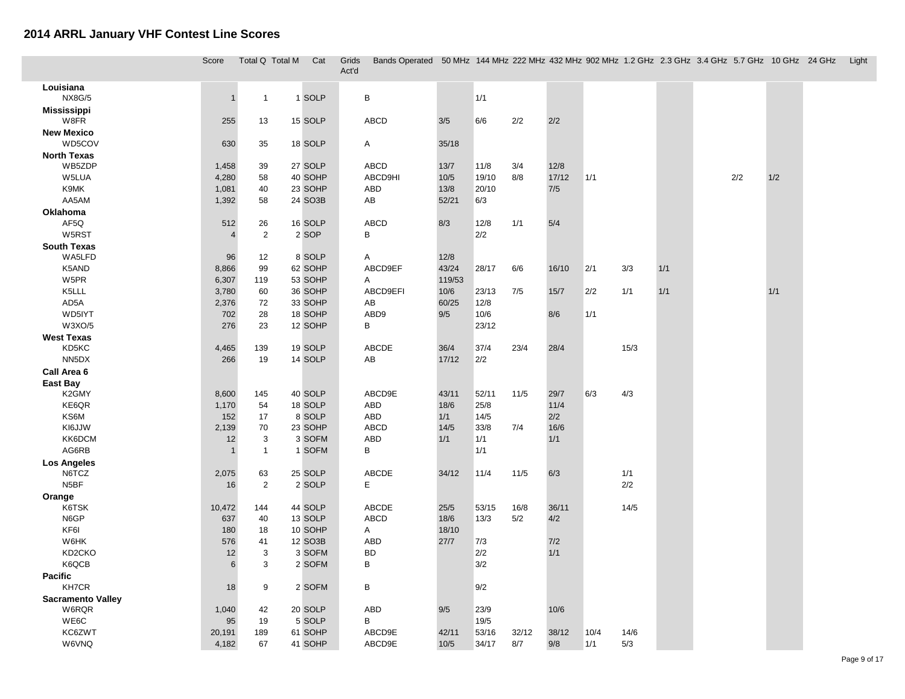# 2014 ARRL January VHF Contest Line Scores

| | Score | Total Q | Total M | Cat | Grids Act'd | Bands Operated | 50 MHz | 144 MHz | 222 MHz | 432 MHz | 902 MHz | 1.2 GHz | 2.3 GHz | 3.4 GHz | 5.7 GHz | 10 GHz | 24 GHz | Light |
|---|---|---|---|---|---|---|---|---|---|---|---|---|---|---|---|---|---|---|
| **Louisiana** | | | | | | | | | | | | | | | | | | |
| NX8G/5 | 1 | 1 | 1 | SOLP | | B | | 1/1 | | | | | | | | | | |
| **Mississippi** | | | | | | | | | | | | | | | | | | |
| W8FR | 255 | 13 | 15 | SOLP | | ABCD | 3/5 | 6/6 | 2/2 | 2/2 | | | | | | | | |
| **New Mexico** | | | | | | | | | | | | | | | | | | |
| WD5COV | 630 | 35 | 18 | SOLP | | A | 35/18 | | | | | | | | | | | |
| **North Texas** | | | | | | | | | | | | | | | | | | |
| WB5ZDP | 1,458 | 39 | 27 | SOLP | | ABCD | 13/7 | 11/8 | 3/4 | 12/8 | | | | | | | | |
| W5LUA | 4,280 | 58 | 40 | SOHP | | ABCD9HI | 10/5 | 19/10 | 8/8 | 17/12 | 1/1 | | | | 2/2 | 1/2 | | |
| K9MK | 1,081 | 40 | 23 | SOHP | | ABD | 13/8 | 20/10 | | 7/5 | | | | | | | | |
| AA5AM | 1,392 | 58 | 24 | SO3B | | AB | 52/21 | 6/3 | | | | | | | | | | |
| **Oklahoma** | | | | | | | | | | | | | | | | | | |
| AF5Q | 512 | 26 | 16 | SOLP | | ABCD | 8/3 | 12/8 | 1/1 | 5/4 | | | | | | | | |
| W5RST | 4 | 2 | 2 | SOP | | B | | 2/2 | | | | | | | | | | |
| **South Texas** | | | | | | | | | | | | | | | | | | |
| WA5LFD | 96 | 12 | 8 | SOLP | | A | 12/8 | | | | | | | | | | | |
| K5AND | 8,866 | 99 | 62 | SOHP | | ABCD9EF | 43/24 | 28/17 | 6/6 | 16/10 | 2/1 | 3/3 | 1/1 | | | | | |
| W5PR | 6,307 | 119 | 53 | SOHP | | A | 119/53 | | | | | | | | | | | |
| K5LLL | 3,780 | 60 | 36 | SOHP | | ABCD9EFI | 10/6 | 23/13 | 7/5 | 15/7 | 2/2 | 1/1 | 1/1 | | | 1/1 | | |
| AD5A | 2,376 | 72 | 33 | SOHP | | AB | 60/25 | 12/8 | | | | | | | | | | |
| WD5IYT | 702 | 28 | 18 | SOHP | | ABD9 | 9/5 | 10/6 | | 8/6 | 1/1 | | | | | | | |
| W3XO/5 | 276 | 23 | 12 | SOHP | | B | | 23/12 | | | | | | | | | | |
| **West Texas** | | | | | | | | | | | | | | | | | | |
| KD5KC | 4,465 | 139 | 19 | SOLP | | ABCDE | 36/4 | 37/4 | 23/4 | 28/4 | | 15/3 | | | | | | |
| NN5DX | 266 | 19 | 14 | SOLP | | AB | 17/12 | 2/2 | | | | | | | | | | |
| **Call Area 6** | | | | | | | | | | | | | | | | | | |
| **East Bay** | | | | | | | | | | | | | | | | | | |
| K2GMY | 8,600 | 145 | 40 | SOLP | | ABCD9E | 43/11 | 52/11 | 11/5 | 29/7 | 6/3 | 4/3 | | | | | | |
| KE6QR | 1,170 | 54 | 18 | SOLP | | ABD | 18/6 | 25/8 | | 11/4 | | | | | | | | |
| KS6M | 152 | 17 | 8 | SOLP | | ABD | 1/1 | 14/5 | | 2/2 | | | | | | | | |
| KI6JJW | 2,139 | 70 | 23 | SOHP | | ABCD | 14/5 | 33/8 | 7/4 | 16/6 | | | | | | | | |
| KK6DCM | 12 | 3 | 3 | SOFM | | ABD | 1/1 | 1/1 | | 1/1 | | | | | | | | |
| AG6RB | 1 | 1 | 1 | SOFM | | B | | 1/1 | | | | | | | | | | |
| **Los Angeles** | | | | | | | | | | | | | | | | | | |
| N6TCZ | 2,075 | 63 | 25 | SOLP | | ABCDE | 34/12 | 11/4 | 11/5 | 6/3 | | 1/1 | | | | | | |
| N5BF | 16 | 2 | 2 | SOLP | | E | | | | | | 2/2 | | | | | | |
| **Orange** | | | | | | | | | | | | | | | | | | |
| K6TSK | 10,472 | 144 | 44 | SOLP | | ABCDE | 25/5 | 53/15 | 16/8 | 36/11 | | 14/5 | | | | | | |
| N6GP | 637 | 40 | 13 | SOLP | | ABCD | 18/6 | 13/3 | 5/2 | 4/2 | | | | | | | | |
| KF6I | 180 | 18 | 10 | SOHP | | A | 18/10 | | | | | | | | | | | |
| W6HK | 576 | 41 | 12 | SO3B | | ABD | 27/7 | 7/3 | | 7/2 | | | | | | | | |
| KD2CKO | 12 | 3 | 3 | SOFM | | BD | | 2/2 | | 1/1 | | | | | | | | |
| K6QCB | 6 | 3 | 2 | SOFM | | B | | 3/2 | | | | | | | | | | |
| **Pacific** | | | | | | | | | | | | | | | | | | |
| KH7CR | 18 | 9 | 2 | SOFM | | B | | 9/2 | | | | | | | | | | |
| **Sacramento Valley** | | | | | | | | | | | | | | | | | | |
| W6RQR | 1,040 | 42 | 20 | SOLP | | ABD | 9/5 | 23/9 | | 10/6 | | | | | | | | |
| WE6C | 95 | 19 | 5 | SOLP | | B | | 19/5 | | | | | | | | | | |
| KC6ZWT | 20,191 | 189 | 61 | SOHP | | ABCD9E | 42/11 | 53/16 | 32/12 | 38/12 | 10/4 | 14/6 | | | | | | |
| W6VNQ | 4,182 | 67 | 41 | SOHP | | ABCD9E | 10/5 | 34/17 | 8/7 | 9/8 | 1/1 | 5/3 | | | | | | |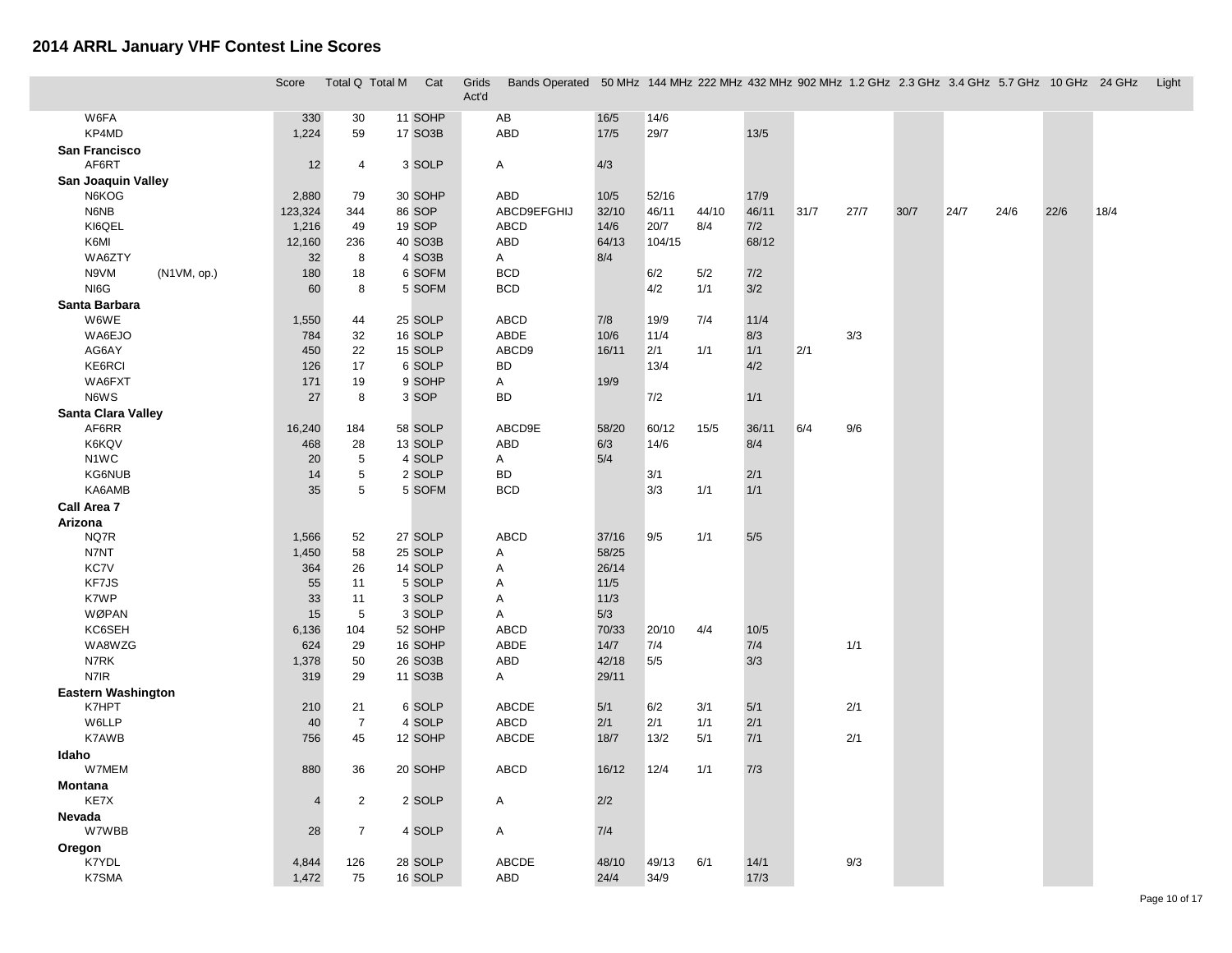# 2014 ARRL January VHF Contest Line Scores

| | Score | Total Q | Total M | Cat | Grids Act'd | Bands Operated | 50 MHz | 144 MHz | 222 MHz | 432 MHz | 902 MHz | 1.2 GHz | 2.3 GHz | 3.4 GHz | 5.7 GHz | 10 GHz | 24 GHz | Light |
|---|---|---|---|---|---|---|---|---|---|---|---|---|---|---|---|---|---|---|
| W6FA | 330 | 30 | 11 | SOHP | | AB | 16/5 | 14/6 | | | | | | | | | | |
| KP4MD | 1,224 | 59 | 17 | SO3B | | ABD | 17/5 | 29/7 | | 13/5 | | | | | | | | |
| **San Francisco** | | | | | | | | | | | | | | | | | | |
| AF6RT | 12 | 4 | 3 | SOLP | | A | 4/3 | | | | | | | | | | | |
| **San Joaquin Valley** | | | | | | | | | | | | | | | | | | |
| N6KOG | 2,880 | 79 | 30 | SOHP | | ABD | 10/5 | 52/16 | | 17/9 | | | | | | | | |
| N6NB | 123,324 | 344 | 86 | SOP | | ABCD9EFGHIJ | 32/10 | 46/11 | 44/10 | 46/11 | 31/7 | 27/7 | 30/7 | 24/7 | 24/6 | 22/6 | 18/4 | |
| KI6QEL | 1,216 | 49 | 19 | SOP | | ABCD | 14/6 | 20/7 | 8/4 | 7/2 | | | | | | | | |
| K6MI | 12,160 | 236 | 40 | SO3B | | ABD | 64/13 | 104/15 | | 68/12 | | | | | | | | |
| WA6ZTY | 32 | 8 | 4 | SO3B | | A | 8/4 | | | | | | | | | | | |
| N9VM (N1VM, op.) | 180 | 18 | 6 | SOFM | | BCD | | 6/2 | 5/2 | 7/2 | | | | | | | | |
| NI6G | 60 | 8 | 5 | SOFM | | BCD | | 4/2 | 1/1 | 3/2 | | | | | | | | |
| **Santa Barbara** | | | | | | | | | | | | | | | | | | |
| W6WE | 1,550 | 44 | 25 | SOLP | | ABCD | 7/8 | 19/9 | 7/4 | 11/4 | | | | | | | | |
| WA6EJO | 784 | 32 | 16 | SOLP | | ABDE | 10/6 | 11/4 | | 8/3 | | 3/3 | | | | | | |
| AG6AY | 450 | 22 | 15 | SOLP | | ABCD9 | 16/11 | 2/1 | 1/1 | 1/1 | 2/1 | | | | | | | |
| KE6RCI | 126 | 17 | 6 | SOLP | | BD | | 13/4 | | 4/2 | | | | | | | | |
| WA6FXT | 171 | 19 | 9 | SOHP | | A | 19/9 | | | | | | | | | | | |
| N6WS | 27 | 8 | 3 | SOP | | BD | | 7/2 | | 1/1 | | | | | | | | |
| **Santa Clara Valley** | | | | | | | | | | | | | | | | | | |
| AF6RR | 16,240 | 184 | 58 | SOLP | | ABCD9E | 58/20 | 60/12 | 15/5 | 36/11 | 6/4 | 9/6 | | | | | | |
| K6KQV | 468 | 28 | 13 | SOLP | | ABD | 6/3 | 14/6 | | 8/4 | | | | | | | | |
| N1WC | 20 | 5 | 4 | SOLP | | A | 5/4 | | | | | | | | | | | |
| KG6NUB | 14 | 5 | 2 | SOLP | | BD | | 3/1 | | 2/1 | | | | | | | | |
| KA6AMB | 35 | 5 | 5 | SOFM | | BCD | | 3/3 | 1/1 | 1/1 | | | | | | | | |
| **Call Area 7** | | | | | | | | | | | | | | | | | | |
| **Arizona** | | | | | | | | | | | | | | | | | | |
| NQ7R | 1,566 | 52 | 27 | SOLP | | ABCD | 37/16 | 9/5 | 1/1 | 5/5 | | | | | | | | |
| N7NT | 1,450 | 58 | 25 | SOLP | | A | 58/25 | | | | | | | | | | | |
| KC7V | 364 | 26 | 14 | SOLP | | A | 26/14 | | | | | | | | | | | |
| KF7JS | 55 | 11 | 5 | SOLP | | A | 11/5 | | | | | | | | | | | |
| K7WP | 33 | 11 | 3 | SOLP | | A | 11/3 | | | | | | | | | | | |
| WØPAN | 15 | 5 | 3 | SOLP | | A | 5/3 | | | | | | | | | | | |
| KC6SEH | 6,136 | 104 | 52 | SOHP | | ABCD | 70/33 | 20/10 | 4/4 | 10/5 | | | | | | | | |
| WA8WZG | 624 | 29 | 16 | SOHP | | ABDE | 14/7 | 7/4 | | 7/4 | | 1/1 | | | | | | |
| N7RK | 1,378 | 50 | 26 | SO3B | | ABD | 42/18 | 5/5 | | 3/3 | | | | | | | | |
| N7IR | 319 | 29 | 11 | SO3B | | A | 29/11 | | | | | | | | | | | |
| **Eastern Washington** | | | | | | | | | | | | | | | | | | |
| K7HPT | 210 | 21 | 6 | SOLP | | ABCDE | 5/1 | 6/2 | 3/1 | 5/1 | | 2/1 | | | | | | |
| W6LLP | 40 | 7 | 4 | SOLP | | ABCD | 2/1 | 2/1 | 1/1 | 2/1 | | | | | | | | |
| K7AWB | 756 | 45 | 12 | SOHP | | ABCDE | 18/7 | 13/2 | 5/1 | 7/1 | | 2/1 | | | | | | |
| **Idaho** | | | | | | | | | | | | | | | | | | |
| W7MEM | 880 | 36 | 20 | SOHP | | ABCD | 16/12 | 12/4 | 1/1 | 7/3 | | | | | | | | |
| **Montana** | | | | | | | | | | | | | | | | | | |
| KE7X | 4 | 2 | 2 | SOLP | | A | 2/2 | | | | | | | | | | | |
| **Nevada** | | | | | | | | | | | | | | | | | | |
| W7WBB | 28 | 7 | 4 | SOLP | | A | 7/4 | | | | | | | | | | | |
| **Oregon** | | | | | | | | | | | | | | | | | | |
| K7YDL | 4,844 | 126 | 28 | SOLP | | ABCDE | 48/10 | 49/13 | 6/1 | 14/1 | | 9/3 | | | | | | |
| K7SMA | 1,472 | 75 | 16 | SOLP | | ABD | 24/4 | 34/9 | | 17/3 | | | | | | | | |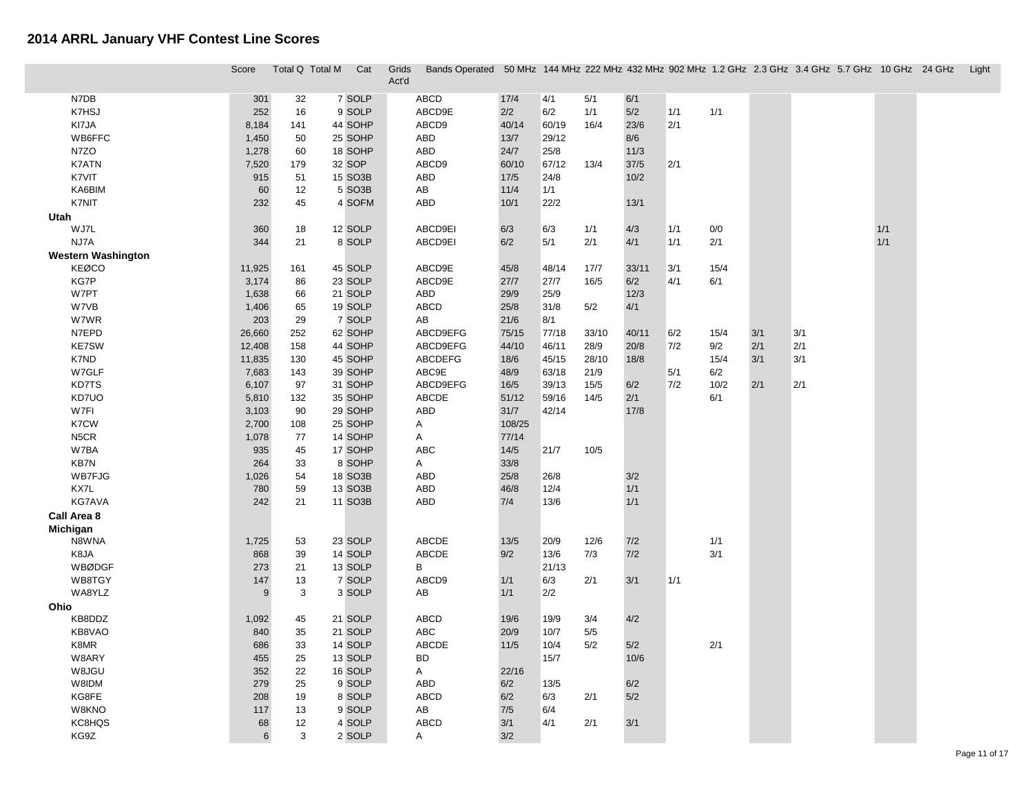# 2014 ARRL January VHF Contest Line Scores

| | Score | Total Q | Total M | Cat | Grids Act'd | Bands Operated | 50 MHz | 144 MHz | 222 MHz | 432 MHz | 902 MHz | 1.2 GHz | 2.3 GHz | 3.4 GHz | 5.7 GHz | 10 GHz | 24 GHz | Light |
|---|---|---|---|---|---|---|---|---|---|---|---|---|---|---|---|---|---|---|
| N7DB | 301 | 32 | 7 | SOLP | | ABCD | 17/4 | 4/1 | 5/1 | 6/1 | | | | | | | | |
| K7HSJ | 252 | 16 | 9 | SOLP | | ABCD9E | 2/2 | 6/2 | 1/1 | 5/2 | 1/1 | 1/1 | | | | | | |
| KI7JA | 8,184 | 141 | 44 | SOHP | | ABCD9 | 40/14 | 60/19 | 16/4 | 23/6 | 2/1 | | | | | | | |
| WB6FFC | 1,450 | 50 | 25 | SOHP | | ABD | 13/7 | 29/12 | | 8/6 | | | | | | | | |
| N7ZO | 1,278 | 60 | 18 | SOHP | | ABD | 24/7 | 25/8 | | 11/3 | | | | | | | | |
| K7ATN | 7,520 | 179 | 32 | SOP | | ABCD9 | 60/10 | 67/12 | 13/4 | 37/5 | 2/1 | | | | | | | |
| K7VIT | 915 | 51 | 15 | SO3B | | ABD | 17/5 | 24/8 | | 10/2 | | | | | | | | |
| KA6BIM | 60 | 12 | 5 | SO3B | | AB | 11/4 | 1/1 | | | | | | | | | | |
| K7NIT | 232 | 45 | 4 | SOFM | | ABD | 10/1 | 22/2 | | 13/1 | | | | | | | | |
| **Utah** | | | | | | | | | | | | | | | | | | |
| WJ7L | 360 | 18 | 12 | SOLP | | ABCD9EI | 6/3 | 6/3 | 1/1 | 4/3 | 1/1 | 0/0 | | | | 1/1 | | |
| NJ7A | 344 | 21 | 8 | SOLP | | ABCD9EI | 6/2 | 5/1 | 2/1 | 4/1 | 1/1 | 2/1 | | | | 1/1 | | |
| **Western Washington** | | | | | | | | | | | | | | | | | | |
| KEØCO | 11,925 | 161 | 45 | SOLP | | ABCD9E | 45/8 | 48/14 | 17/7 | 33/11 | 3/1 | 15/4 | | | | | | |
| KG7P | 3,174 | 86 | 23 | SOLP | | ABCD9E | 27/7 | 27/7 | 16/5 | 6/2 | 4/1 | 6/1 | | | | | | |
| W7PT | 1,638 | 66 | 21 | SOLP | | ABD | 29/9 | 25/9 | | 12/3 | | | | | | | | |
| W7VB | 1,406 | 65 | 19 | SOLP | | ABCD | 25/8 | 31/8 | 5/2 | 4/1 | | | | | | | | |
| W7WR | 203 | 29 | 7 | SOLP | | AB | 21/6 | 8/1 | | | | | | | | | | |
| N7EPD | 26,660 | 252 | 62 | SOHP | | ABCD9EFG | 75/15 | 77/18 | 33/10 | 40/11 | 6/2 | 15/4 | 3/1 | 3/1 | | | | |
| KE7SW | 12,408 | 158 | 44 | SOHP | | ABCD9EFG | 44/10 | 46/11 | 28/9 | 20/8 | 7/2 | 9/2 | 2/1 | 2/1 | | | | |
| K7ND | 11,835 | 130 | 45 | SOHP | | ABCDEFG | 18/6 | 45/15 | 28/10 | 18/8 | | 15/4 | 3/1 | 3/1 | | | | |
| W7GLF | 7,683 | 143 | 39 | SOHP | | ABC9E | 48/9 | 63/18 | 21/9 | | 5/1 | 6/2 | | | | | | |
| KD7TS | 6,107 | 97 | 31 | SOHP | | ABCD9EFG | 16/5 | 39/13 | 15/5 | 6/2 | 7/2 | 10/2 | 2/1 | 2/1 | | | | |
| KD7UO | 5,810 | 132 | 35 | SOHP | | ABCDE | 51/12 | 59/16 | 14/5 | 2/1 | | 6/1 | | | | | | |
| W7FI | 3,103 | 90 | 29 | SOHP | | ABD | 31/7 | 42/14 | | 17/8 | | | | | | | | |
| K7CW | 2,700 | 108 | 25 | SOHP | | A | 108/25 | | | | | | | | | | | |
| N5CR | 1,078 | 77 | 14 | SOHP | | A | 77/14 | | | | | | | | | | | |
| W7BA | 935 | 45 | 17 | SOHP | | ABC | 14/5 | 21/7 | 10/5 | | | | | | | | | |
| KB7N | 264 | 33 | 8 | SOHP | | A | 33/8 | | | | | | | | | | | |
| WB7FJG | 1,026 | 54 | 18 | SO3B | | ABD | 25/8 | 26/8 | | 3/2 | | | | | | | | |
| KX7L | 780 | 59 | 13 | SO3B | | ABD | 46/8 | 12/4 | | 1/1 | | | | | | | | |
| KG7AVA | 242 | 21 | 11 | SO3B | | ABD | 7/4 | 13/6 | | 1/1 | | | | | | | | |
| **Call Area 8** | | | | | | | | | | | | | | | | | | |
| **Michigan** | | | | | | | | | | | | | | | | | | |
| N8WNA | 1,725 | 53 | 23 | SOLP | | ABCDE | 13/5 | 20/9 | 12/6 | 7/2 | | 1/1 | | | | | | |
| K8JA | 868 | 39 | 14 | SOLP | | ABCDE | 9/2 | 13/6 | 7/3 | 7/2 | | 3/1 | | | | | | |
| WBØDGF | 273 | 21 | 13 | SOLP | | B | | 21/13 | | | | | | | | | | |
| WB8TGY | 147 | 13 | 7 | SOLP | | ABCD9 | 1/1 | 6/3 | 2/1 | 3/1 | 1/1 | | | | | | | |
| WA8YLZ | 9 | 3 | 3 | SOLP | | AB | 1/1 | 2/2 | | | | | | | | | | |
| **Ohio** | | | | | | | | | | | | | | | | | | |
| KB8DDZ | 1,092 | 45 | 21 | SOLP | | ABCD | 19/6 | 19/9 | 3/4 | 4/2 | | | | | | | | |
| KB8VAO | 840 | 35 | 21 | SOLP | | ABC | 20/9 | 10/7 | 5/5 | | | | | | | | | |
| K8MR | 686 | 33 | 14 | SOLP | | ABCDE | 11/5 | 10/4 | 5/2 | 5/2 | | 2/1 | | | | | | |
| W8ARY | 455 | 25 | 13 | SOLP | | BD | | 15/7 | | 10/6 | | | | | | | | |
| W8JGU | 352 | 22 | 16 | SOLP | | A | 22/16 | | | | | | | | | | | |
| W8IDM | 279 | 25 | 9 | SOLP | | ABD | 6/2 | 13/5 | | 6/2 | | | | | | | | |
| KG8FE | 208 | 19 | 8 | SOLP | | ABCD | 6/2 | 6/3 | 2/1 | 5/2 | | | | | | | | |
| W8KNO | 117 | 13 | 9 | SOLP | | AB | 7/5 | 6/4 | | | | | | | | | | |
| KC8HQS | 68 | 12 | 4 | SOLP | | ABCD | 3/1 | 4/1 | 2/1 | 3/1 | | | | | | | | |
| KG9Z | 6 | 3 | 2 | SOLP | | A | 3/2 | | | | | | | | | | | |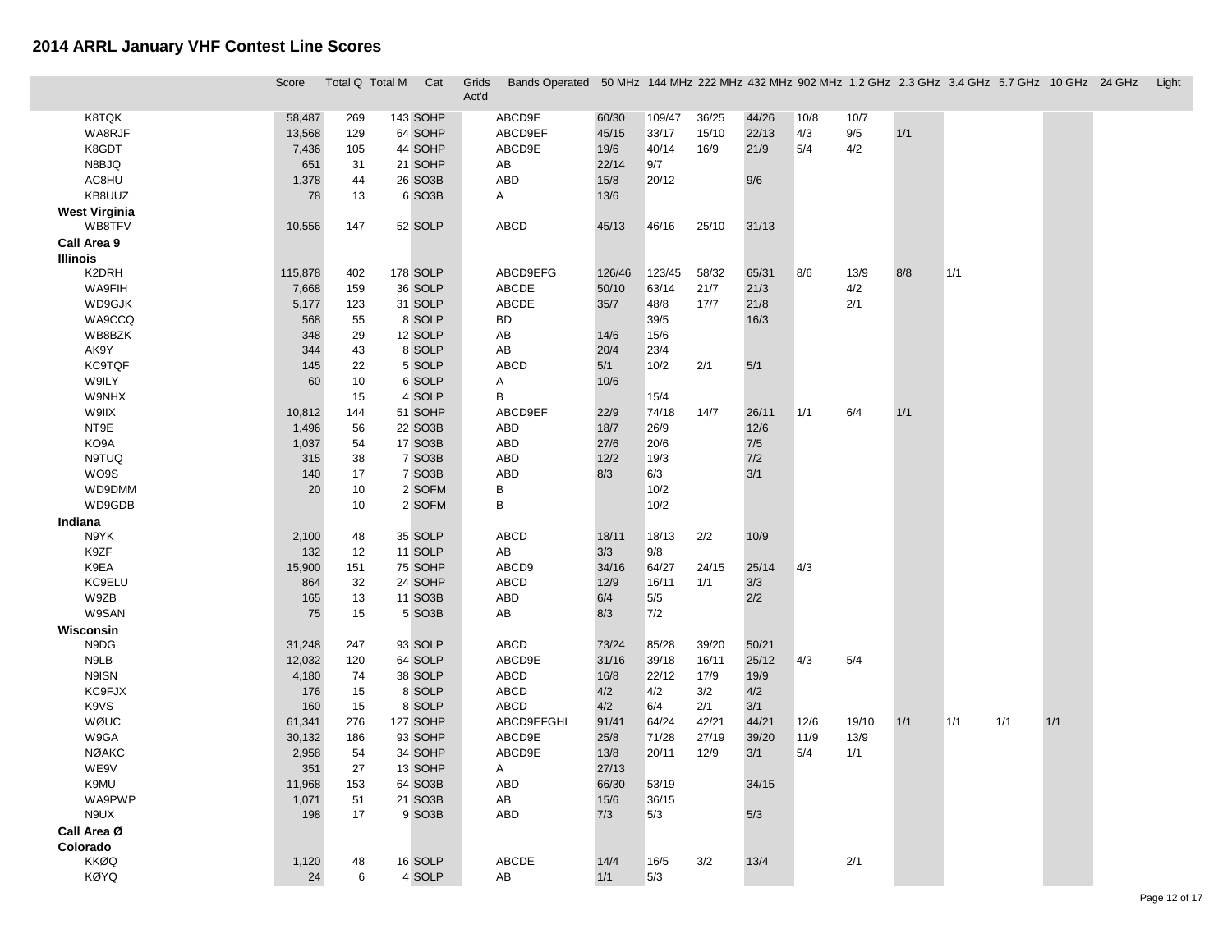# 2014 ARRL January VHF Contest Line Scores

| | Score | Total Q | Total M | Cat | Grids Act'd | Bands Operated | 50 MHz | 144 MHz | 222 MHz | 432 MHz | 902 MHz | 1.2 GHz | 2.3 GHz | 3.4 GHz | 5.7 GHz | 10 GHz | 24 GHz | Light |
|---|---|---|---|---|---|---|---|---|---|---|---|---|---|---|---|---|---|---|
| K8TQK | 58,487 | 269 | 143 | SOHP | | ABCD9E | 60/30 | 109/47 | 36/25 | 44/26 | 10/8 | 10/7 | | | | | | |
| WA8RJF | 13,568 | 129 | 64 | SOHP | | ABCD9EF | 45/15 | 33/17 | 15/10 | 22/13 | 4/3 | 9/5 | 1/1 | | | | | |
| K8GDT | 7,436 | 105 | 44 | SOHP | | ABCD9E | 19/6 | 40/14 | 16/9 | 21/9 | 5/4 | 4/2 | | | | | | |
| N8BJQ | 651 | 31 | 21 | SOHP | | AB | 22/14 | 9/7 | | | | | | | | | | |
| AC8HU | 1,378 | 44 | 26 | SO3B | | ABD | 15/8 | 20/12 | | 9/6 | | | | | | | | |
| KB8UUZ | 78 | 13 | 6 | SO3B | | A | 13/6 | | | | | | | | | | | |
| **West Virginia** | | | | | | | | | | | | | | | | | | |
| WB8TFV | 10,556 | 147 | 52 | SOLP | | ABCD | 45/13 | 46/16 | 25/10 | 31/13 | | | | | | | | |
| **Call Area 9** | | | | | | | | | | | | | | | | | | |
| **Illinois** | | | | | | | | | | | | | | | | | | |
| K2DRH | 115,878 | 402 | 178 | SOLP | | ABCD9EFG | 126/46 | 123/45 | 58/32 | 65/31 | 8/6 | 13/9 | 8/8 | 1/1 | | | | |
| WA9FIH | 7,668 | 159 | 36 | SOLP | | ABCDE | 50/10 | 63/14 | 21/7 | 21/3 | | 4/2 | | | | | | |
| WD9GJK | 5,177 | 123 | 31 | SOLP | | ABCDE | 35/7 | 48/8 | 17/7 | 21/8 | | 2/1 | | | | | | |
| WA9CCQ | 568 | 55 | 8 | SOLP | | BD | | 39/5 | | 16/3 | | | | | | | | |
| WB8BZK | 348 | 29 | 12 | SOLP | | AB | 14/6 | 15/6 | | | | | | | | | | |
| AK9Y | 344 | 43 | 8 | SOLP | | AB | 20/4 | 23/4 | | | | | | | | | | |
| KC9TQF | 145 | 22 | 5 | SOLP | | ABCD | 5/1 | 10/2 | 2/1 | 5/1 | | | | | | | | |
| W9ILY | 60 | 10 | 6 | SOLP | | A | 10/6 | | | | | | | | | | | |
| W9NHX | | 15 | 4 | SOLP | | B | | 15/4 | | | | | | | | | | |
| W9IIX | 10,812 | 144 | 51 | SOHP | | ABCD9EF | 22/9 | 74/18 | 14/7 | 26/11 | 1/1 | 6/4 | 1/1 | | | | | |
| NT9E | 1,496 | 56 | 22 | SO3B | | ABD | 18/7 | 26/9 | | 12/6 | | | | | | | | |
| KO9A | 1,037 | 54 | 17 | SO3B | | ABD | 27/6 | 20/6 | | 7/5 | | | | | | | | |
| N9TUQ | 315 | 38 | 7 | SO3B | | ABD | 12/2 | 19/3 | | 7/2 | | | | | | | | |
| WO9S | 140 | 17 | 7 | SO3B | | ABD | 8/3 | 6/3 | | 3/1 | | | | | | | | |
| WD9DMM | 20 | 10 | 2 | SOFM | | B | | 10/2 | | | | | | | | | | |
| WD9GDB | | 10 | 2 | SOFM | | B | | 10/2 | | | | | | | | | | |
| **Indiana** | | | | | | | | | | | | | | | | | | |
| N9YK | 2,100 | 48 | 35 | SOLP | | ABCD | 18/11 | 18/13 | 2/2 | 10/9 | | | | | | | | |
| K9ZF | 132 | 12 | 11 | SOLP | | AB | 3/3 | 9/8 | | | | | | | | | | |
| K9EA | 15,900 | 151 | 75 | SOHP | | ABCD9 | 34/16 | 64/27 | 24/15 | 25/14 | 4/3 | | | | | | | |
| KC9ELU | 864 | 32 | 24 | SOHP | | ABCD | 12/9 | 16/11 | 1/1 | 3/3 | | | | | | | | |
| W9ZB | 165 | 13 | 11 | SO3B | | ABD | 6/4 | 5/5 | | 2/2 | | | | | | | | |
| W9SAN | 75 | 15 | 5 | SO3B | | AB | 8/3 | 7/2 | | | | | | | | | | |
| **Wisconsin** | | | | | | | | | | | | | | | | | | |
| N9DG | 31,248 | 247 | 93 | SOLP | | ABCD | 73/24 | 85/28 | 39/20 | 50/21 | | | | | | | | |
| N9LB | 12,032 | 120 | 64 | SOLP | | ABCD9E | 31/16 | 39/18 | 16/11 | 25/12 | 4/3 | 5/4 | | | | | | |
| N9ISN | 4,180 | 74 | 38 | SOLP | | ABCD | 16/8 | 22/12 | 17/9 | 19/9 | | | | | | | | |
| KC9FJX | 176 | 15 | 8 | SOLP | | ABCD | 4/2 | 4/2 | 3/2 | 4/2 | | | | | | | | |
| K9VS | 160 | 15 | 8 | SOLP | | ABCD | 4/2 | 6/4 | 2/1 | 3/1 | | | | | | | | |
| WØUC | 61,341 | 276 | 127 | SOHP | | ABCD9EFGHI | 91/41 | 64/24 | 42/21 | 44/21 | 12/6 | 19/10 | 1/1 | 1/1 | 1/1 | 1/1 | | |
| W9GA | 30,132 | 186 | 93 | SOHP | | ABCD9E | 25/8 | 71/28 | 27/19 | 39/20 | 11/9 | 13/9 | | | | | | |
| NØAKC | 2,958 | 54 | 34 | SOHP | | ABCD9E | 13/8 | 20/11 | 12/9 | 3/1 | 5/4 | 1/1 | | | | | | |
| WE9V | 351 | 27 | 13 | SOHP | | A | 27/13 | | | | | | | | | | | |
| K9MU | 11,968 | 153 | 64 | SO3B | | ABD | 66/30 | 53/19 | | 34/15 | | | | | | | | |
| WA9PWP | 1,071 | 51 | 21 | SO3B | | AB | 15/6 | 36/15 | | | | | | | | | | |
| N9UX | 198 | 17 | 9 | SO3B | | ABD | 7/3 | 5/3 | | 5/3 | | | | | | | | |
| **Call Area Ø** | | | | | | | | | | | | | | | | | | |
| **Colorado** | | | | | | | | | | | | | | | | | | |
| KKØQ | 1,120 | 48 | 16 | SOLP | | ABCDE | 14/4 | 16/5 | 3/2 | 13/4 | | 2/1 | | | | | | |
| KØYQ | 24 | 6 | 4 | SOLP | | AB | 1/1 | 5/3 | | | | | | | | | | |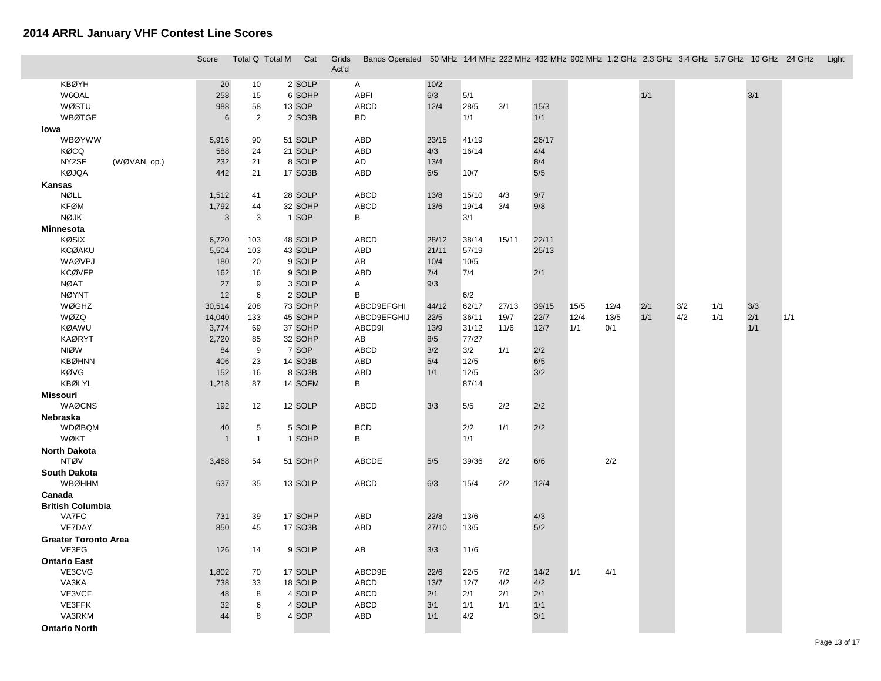# 2014 ARRL January VHF Contest Line Scores

| | Score | Total Q | Total M | Cat | Grids Act'd | Bands Operated | 50 MHz | 144 MHz | 222 MHz | 432 MHz | 902 MHz | 1.2 GHz | 2.3 GHz | 3.4 GHz | 5.7 GHz | 10 GHz | 24 GHz | Light |
|---|---|---|---|---|---|---|---|---|---|---|---|---|---|---|---|---|---|---|
| KBØYH | 20 | 10 | 2 | SOLP | | A | 10/2 | | | | | | | | | | | |
| W6OAL | 258 | 15 | 6 | SOHP | | ABFI | 6/3 | 5/1 | | | | | 1/1 | | | 3/1 | | |
| WØSTU | 988 | 58 | 13 | SOP | | ABCD | 12/4 | 28/5 | 3/1 | 15/3 | | | | | | | | |
| WBØTGE | 6 | 2 | 2 | SO3B | | BD | | 1/1 | | 1/1 | | | | | | | | |
| **Iowa** | | | | | | | | | | | | | | | | | | |
| WBØYWW | 5,916 | 90 | 51 | SOLP | | ABD | 23/15 | 41/19 | | 26/17 | | | | | | | | |
| KØCQ | 588 | 24 | 21 | SOLP | | ABD | 4/3 | 16/14 | | 4/4 | | | | | | | | |
| NY2SF (WØVAN, op.) | 232 | 21 | 8 | SOLP | | AD | 13/4 | | | 8/4 | | | | | | | | |
| KØJQA | 442 | 21 | 17 | SO3B | | ABD | 6/5 | 10/7 | | 5/5 | | | | | | | | |
| **Kansas** | | | | | | | | | | | | | | | | | | |
| NØLL | 1,512 | 41 | 28 | SOLP | | ABCD | 13/8 | 15/10 | 4/3 | 9/7 | | | | | | | | |
| KFØM | 1,792 | 44 | 32 | SOHP | | ABCD | 13/6 | 19/14 | 3/4 | 9/8 | | | | | | | | |
| NØJK | 3 | 3 | 1 | SOP | | B | | 3/1 | | | | | | | | | | |
| **Minnesota** | | | | | | | | | | | | | | | | | | |
| KØSIX | 6,720 | 103 | 48 | SOLP | | ABCD | 28/12 | 38/14 | 15/11 | 22/11 | | | | | | | | |
| KCØAKU | 5,504 | 103 | 43 | SOLP | | ABD | 21/11 | 57/19 | | 25/13 | | | | | | | | |
| WAØVPJ | 180 | 20 | 9 | SOLP | | AB | 10/4 | 10/5 | | | | | | | | | | |
| KCØVFP | 162 | 16 | 9 | SOLP | | ABD | 7/4 | 7/4 | | 2/1 | | | | | | | | |
| NØAT | 27 | 9 | 3 | SOLP | | A | 9/3 | | | | | | | | | | | |
| NØYNT | 12 | 6 | 2 | SOLP | | B | | 6/2 | | | | | | | | | | |
| WØGHZ | 30,514 | 208 | 73 | SOHP | | ABCD9EFGHI | 44/12 | 62/17 | 27/13 | 39/15 | 15/5 | 12/4 | 2/1 | 3/2 | 1/1 | 3/3 | | |
| WØZQ | 14,040 | 133 | 45 | SOHP | | ABCD9EFGHIJ | 22/5 | 36/11 | 19/7 | 22/7 | 12/4 | 13/5 | 1/1 | 4/2 | 1/1 | 2/1 | 1/1 | |
| KØAWU | 3,774 | 69 | 37 | SOHP | | ABCD9I | 13/9 | 31/12 | 11/6 | 12/7 | 1/1 | 0/1 | | | | 1/1 | | |
| KAØRYT | 2,720 | 85 | 32 | SOHP | | AB | 8/5 | 77/27 | | | | | | | | | | |
| NIØW | 84 | 9 | 7 | SOP | | ABCD | 3/2 | 3/2 | 1/1 | 2/2 | | | | | | | | |
| KBØHNN | 406 | 23 | 14 | SO3B | | ABD | 5/4 | 12/5 | | 6/5 | | | | | | | | |
| KØVG | 152 | 16 | 8 | SO3B | | ABD | 1/1 | 12/5 | | 3/2 | | | | | | | | |
| KBØLYL | 1,218 | 87 | 14 | SOFM | | B | | 87/14 | | | | | | | | | | |
| **Missouri** | | | | | | | | | | | | | | | | | | |
| WAØCNS | 192 | 12 | 12 | SOLP | | ABCD | 3/3 | 5/5 | 2/2 | 2/2 | | | | | | | | |
| **Nebraska** | | | | | | | | | | | | | | | | | | |
| WDØBQM | 40 | 5 | 5 | SOLP | | BCD | | 2/2 | 1/1 | 2/2 | | | | | | | | |
| WØKT | 1 | 1 | 1 | SOHP | | B | | 1/1 | | | | | | | | | | |
| **North Dakota** | | | | | | | | | | | | | | | | | | |
| NTØV | 3,468 | 54 | 51 | SOHP | | ABCDE | 5/5 | 39/36 | 2/2 | 6/6 | | 2/2 | | | | | | |
| **South Dakota** | | | | | | | | | | | | | | | | | | |
| WBØHHM | 637 | 35 | 13 | SOLP | | ABCD | 6/3 | 15/4 | 2/2 | 12/4 | | | | | | | | |
| **Canada** | | | | | | | | | | | | | | | | | | |
| **British Columbia** | | | | | | | | | | | | | | | | | | |
| VA7FC | 731 | 39 | 17 | SOHP | | ABD | 22/8 | 13/6 | | 4/3 | | | | | | | | |
| VE7DAY | 850 | 45 | 17 | SO3B | | ABD | 27/10 | 13/5 | | 5/2 | | | | | | | | |
| **Greater Toronto Area** | | | | | | | | | | | | | | | | | | |
| VE3EG | 126 | 14 | 9 | SOLP | | AB | 3/3 | 11/6 | | | | | | | | | | |
| **Ontario East** | | | | | | | | | | | | | | | | | | |
| VE3CVG | 1,802 | 70 | 17 | SOLP | | ABCD9E | 22/6 | 22/5 | 7/2 | 14/2 | 1/1 | 4/1 | | | | | | |
| VA3KA | 738 | 33 | 18 | SOLP | | ABCD | 13/7 | 12/7 | 4/2 | 4/2 | | | | | | | | |
| VE3VCF | 48 | 8 | 4 | SOLP | | ABCD | 2/1 | 2/1 | 2/1 | 2/1 | | | | | | | | |
| VE3FFK | 32 | 6 | 4 | SOLP | | ABCD | 3/1 | 1/1 | 1/1 | 1/1 | | | | | | | | |
| VA3RKM | 44 | 8 | 4 | SOP | | ABD | 1/1 | 4/2 | | 3/1 | | | | | | | | |
| **Ontario North** | | | | | | | | | | | | | | | | | | |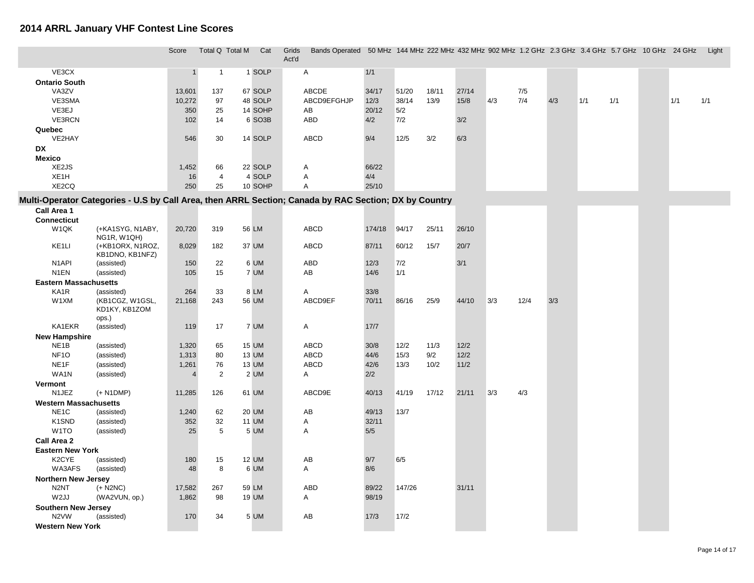# 2014 ARRL January VHF Contest Line Scores

| | | Score | Total Q | Total M | Cat | Grids Act'd | Bands Operated | 50 MHz | 144 MHz | 222 MHz | 432 MHz | 902 MHz | 1.2 GHz | 2.3 GHz | 3.4 GHz | 5.7 GHz | 10 GHz | 24 GHz | Light |
|---|---|---|---|---|---|---|---|---|---|---|---|---|---|---|---|---|---|---|---|
| VE3CX | | 1 | 1 | 1 | SOLP | | A | 1/1 | | | | | | | | | | | |
| **Ontario South** | | | | | | | | | | | | | | | | | | | |
| VA3ZV | | 13,601 | 137 | 67 | SOLP | | ABCDE | 34/17 | 51/20 | 18/11 | 27/14 | | 7/5 | | | | | | |
| VE3SMA | | 10,272 | 97 | 48 | SOLP | | ABCD9EFGHJP | 12/3 | 38/14 | 13/9 | 15/8 | 4/3 | 7/4 | 4/3 | 1/1 | 1/1 | | 1/1 | 1/1 |
| VE3EJ | | 350 | 25 | 14 | SOHP | | AB | 20/12 | 5/2 | | | | | | | | | | |
| VE3RCN | | 102 | 14 | 6 | SO3B | | ABD | 4/2 | 7/2 | | 3/2 | | | | | | | | |
| **Quebec** | | | | | | | | | | | | | | | | | | | |
| VE2HAY | | 546 | 30 | 14 | SOLP | | ABCD | 9/4 | 12/5 | 3/2 | 6/3 | | | | | | | | |
| **DX** | | | | | | | | | | | | | | | | | | | |
| **Mexico** | | | | | | | | | | | | | | | | | | | |
| XE2JS | | 1,452 | 66 | 22 | SOLP | | A | 66/22 | | | | | | | | | | | |
| XE1H | | 16 | 4 | 4 | SOLP | | A | 4/4 | | | | | | | | | | | |
| XE2CQ | | 250 | 25 | 10 | SOHP | | A | 25/10 | | | | | | | | | | | |
| **Multi-Operator Categories - U.S by Call Area, then ARRL Section; Canada by RAC Section; DX by Country** | | | | | | | | | | | | | | | | | | | |
| **Call Area 1** | | | | | | | | | | | | | | | | | | | |
| **Connecticut** | | | | | | | | | | | | | | | | | | | |
| W1QK | (+KA1SYG, N1ABY, NG1R, W1QH) | 20,720 | 319 | 56 | LM | | ABCD | 174/18 | 94/17 | 25/11 | 26/10 | | | | | | | | |
| KE1LI | (+KB1ORX, N1ROZ, KB1DNO, KB1NFZ) | 8,029 | 182 | 37 | UM | | ABCD | 87/11 | 60/12 | 15/7 | 20/7 | | | | | | | | |
| N1API | (assisted) | 150 | 22 | 6 | UM | | ABD | 12/3 | 7/2 | | 3/1 | | | | | | | | |
| N1EN | (assisted) | 105 | 15 | 7 | UM | | AB | 14/6 | 1/1 | | | | | | | | | | |
| **Eastern Massachusetts** | | | | | | | | | | | | | | | | | | | |
| KA1R | (assisted) | 264 | 33 | 8 | LM | | A | 33/8 | | | | | | | | | | | |
| W1XM | (KB1CGZ, W1GSL, KD1KY, KB1ZOM ops.) | 21,168 | 243 | 56 | UM | | ABCD9EF | 70/11 | 86/16 | 25/9 | 44/10 | 3/3 | 12/4 | 3/3 | | | | | |
| KA1EKR | (assisted) | 119 | 17 | 7 | UM | | A | 17/7 | | | | | | | | | | | |
| **New Hampshire** | | | | | | | | | | | | | | | | | | | |
| NE1B | (assisted) | 1,320 | 65 | 15 | UM | | ABCD | 30/8 | 12/2 | 11/3 | 12/2 | | | | | | | | |
| NF1O | (assisted) | 1,313 | 80 | 13 | UM | | ABCD | 44/6 | 15/3 | 9/2 | 12/2 | | | | | | | | |
| NE1F | (assisted) | 1,261 | 76 | 13 | UM | | ABCD | 42/6 | 13/3 | 10/2 | 11/2 | | | | | | | | |
| WA1N | (assisted) | 4 | 2 | 2 | UM | | A | 2/2 | | | | | | | | | | | |
| **Vermont** | | | | | | | | | | | | | | | | | | | |
| N1JEZ | (+ N1DMP) | 11,285 | 126 | 61 | UM | | ABCD9E | 40/13 | 41/19 | 17/12 | 21/11 | 3/3 | 4/3 | | | | | | |
| **Western Massachusetts** | | | | | | | | | | | | | | | | | | | |
| NE1C | (assisted) | 1,240 | 62 | 20 | UM | | AB | 49/13 | 13/7 | | | | | | | | | | |
| K1SND | (assisted) | 352 | 32 | 11 | UM | | A | 32/11 | | | | | | | | | | | |
| W1TO | (assisted) | 25 | 5 | 5 | UM | | A | 5/5 | | | | | | | | | | | |
| **Call Area 2** | | | | | | | | | | | | | | | | | | | |
| **Eastern New York** | | | | | | | | | | | | | | | | | | | |
| K2CYE | (assisted) | 180 | 15 | 12 | UM | | AB | 9/7 | 6/5 | | | | | | | | | | |
| WA3AFS | (assisted) | 48 | 8 | 6 | UM | | A | 8/6 | | | | | | | | | | | |
| **Northern New Jersey** | | | | | | | | | | | | | | | | | | | |
| N2NT | (+ N2NC) | 17,582 | 267 | 59 | LM | | ABD | 89/22 | 147/26 | | 31/11 | | | | | | | | |
| W2JJ | (WA2VUN, op.) | 1,862 | 98 | 19 | UM | | A | 98/19 | | | | | | | | | | | |
| **Southern New Jersey** | | | | | | | | | | | | | | | | | | | |
| N2VW | (assisted) | 170 | 34 | 5 | UM | | AB | 17/3 | 17/2 | | | | | | | | | | |
| **Western New York** | | | | | | | | | | | | | | | | | | | |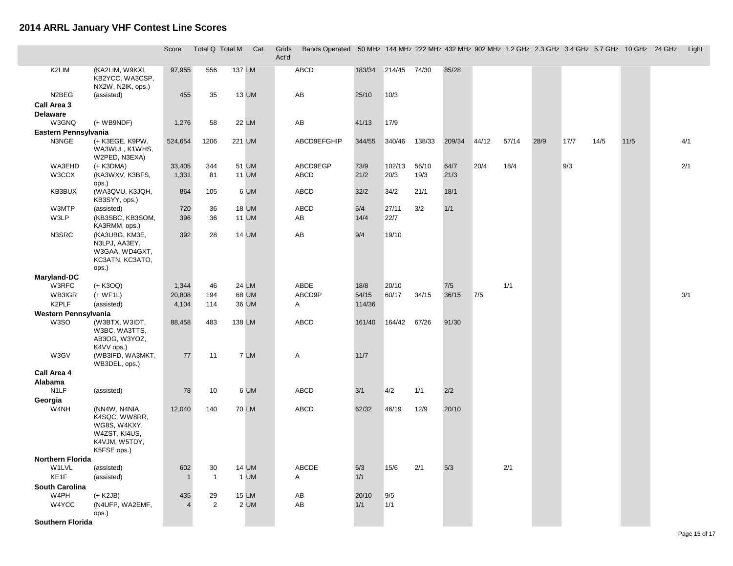## 2014 ARRL January VHF Contest Line Scores

| | | Score | Total Q | Total M | Cat | Grids Act'd | Bands Operated | 50 MHz | 144 MHz | 222 MHz | 432 MHz | 902 MHz | 1.2 GHz | 2.3 GHz | 3.4 GHz | 5.7 GHz | 10 GHz | 24 GHz | Light |
|---|---|---|---|---|---|---|---|---|---|---|---|---|---|---|---|---|---|---|---|
| K2LIM | (KA2LIM, W9KXI, KB2YCC, WA3CSP, NX2W, N2IK, ops.) | 97,955 | 556 | 137 | LM | | ABCD | 183/34 | 214/45 | 74/30 | 85/28 | | | | | | | | |
| N2BEG | (assisted) | 455 | 35 | 13 | UM | | AB | 25/10 | 10/3 | | | | | | | | | | |
| **Call Area 3** | | | | | | | | | | | | | | | | | | | |
| **Delaware** | | | | | | | | | | | | | | | | | | | |
| W3GNQ | (+ WB9NDF) | 1,276 | 58 | 22 | LM | | AB | 41/13 | 17/9 | | | | | | | | | | |
| **Eastern Pennsylvania** | | | | | | | | | | | | | | | | | | | |
| N3NGE | (+ K3EGE, K9PW, WA3WUL, K1WHS, W2PED, N3EXA) | 524,654 | 1206 | 221 | UM | | ABCD9EFGHIP | 344/55 | 340/46 | 138/33 | 209/34 | 44/12 | 57/14 | 28/9 | 17/7 | 14/5 | 11/5 | | 4/1 |
| WA3EHD | (+ K3DMA) | 33,405 | 344 | 51 | UM | | ABCD9EGP | 73/9 | 102/13 | 56/10 | 64/7 | 20/4 | 18/4 | | 9/3 | | | | 2/1 |
| W3CCX | (KA3WXV, K3BFS, ops.) | 1,331 | 81 | 11 | UM | | ABCD | 21/2 | 20/3 | 19/3 | 21/3 | | | | | | | | |
| KB3BUX | (WA3QVU, K3JQH, KB3SYY, ops.) | 864 | 105 | 6 | UM | | ABCD | 32/2 | 34/2 | 21/1 | 18/1 | | | | | | | | |
| W3MTP | (assisted) | 720 | 36 | 18 | UM | | ABCD | 5/4 | 27/11 | 3/2 | 1/1 | | | | | | | | |
| W3LP | (KB3SBC, KB3SOM, KA3RMM, ops.) | 396 | 36 | 11 | UM | | AB | 14/4 | 22/7 | | | | | | | | | | |
| N3SRC | (KA3UBG, KM3E, N3LPJ, AA3EY, W3GAA, WD4GXT, KC3ATN, KC3ATO, ops.) | 392 | 28 | 14 | UM | | AB | 9/4 | 19/10 | | | | | | | | | | |
| **Maryland-DC** | | | | | | | | | | | | | | | | | | | |
| W3RFC | (+ K3OQ) | 1,344 | 46 | 24 | LM | | ABDE | 18/8 | 20/10 | | 7/5 | | 1/1 | | | | | | |
| WB3IGR | (+ WF1L) | 20,808 | 194 | 68 | UM | | ABCD9P | 54/15 | 60/17 | 34/15 | 36/15 | 7/5 | | | | | | | 3/1 |
| K2PLF | (assisted) | 4,104 | 114 | 36 | UM | | A | 114/36 | | | | | | | | | | | |
| **Western Pennsylvania** | | | | | | | | | | | | | | | | | | | |
| W3SO | (W3BTX, W3IDT, W3BC, WA3TTS, AB3OG, W3YOZ, K4VV ops.) | 88,458 | 483 | 138 | LM | | ABCD | 161/40 | 164/42 | 67/26 | 91/30 | | | | | | | | |
| W3GV | (WB3IFD, WA3MKT, WB3DEL, ops.) | 77 | 11 | 7 | LM | | A | 11/7 | | | | | | | | | | | |
| **Call Area 4** | | | | | | | | | | | | | | | | | | | |
| **Alabama** | | | | | | | | | | | | | | | | | | | |
| N1LF | (assisted) | 78 | 10 | 6 | UM | | ABCD | 3/1 | 4/2 | 1/1 | 2/2 | | | | | | | | |
| **Georgia** | | | | | | | | | | | | | | | | | | | |
| W4NH | (NN4W, N4NIA, K4SQC, WW8RR, WG8S, W4KXY, W4ZST, KI4US, K4VJM, W5TDY, K5FSE ops.) | 12,040 | 140 | 70 | LM | | ABCD | 62/32 | 46/19 | 12/9 | 20/10 | | | | | | | | |
| **Northern Florida** | | | | | | | | | | | | | | | | | | | |
| W1LVL | (assisted) | 602 | 30 | 14 | UM | | ABCDE | 6/3 | 15/6 | 2/1 | 5/3 | | 2/1 | | | | | | |
| KE1F | (assisted) | 1 | 1 | 1 | UM | | A | 1/1 | | | | | | | | | | | |
| **South Carolina** | | | | | | | | | | | | | | | | | | | |
| W4PH | (+ K2JB) | 435 | 29 | 15 | LM | | AB | 20/10 | 9/5 | | | | | | | | | | |
| W4YCC | (N4UFP, WA2EMF, ops.) | 4 | 2 | 2 | UM | | AB | 1/1 | 1/1 | | | | | | | | | | |
| **Southern Florida** | | | | | | | | | | | | | | | | | | | |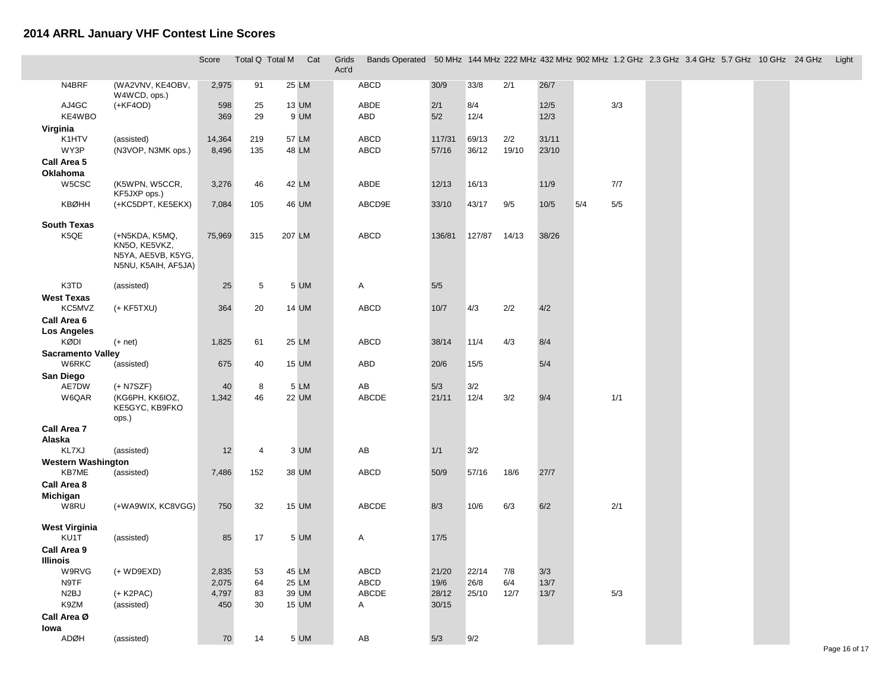# 2014 ARRL January VHF Contest Line Scores

| | | Score | Total Q | Total M | Cat | Grids Act'd | Bands Operated | 50 MHz | 144 MHz | 222 MHz | 432 MHz | 902 MHz | 1.2 GHz | 2.3 GHz | 3.4 GHz | 5.7 GHz | 10 GHz | 24 GHz | Light |
|---|---|---|---|---|---|---|---|---|---|---|---|---|---|---|---|---|---|---|---|
| N4BRF | (WA2VNV, KE4OBV, W4WCD, ops.) | 2,975 | 91 | 25 | LM | | ABCD | 30/9 | 33/8 | 2/1 | 26/7 | | | | | | | | |
| AJ4GC | (+KF4OD) | 598 | 25 | 13 | UM | | ABDE | 2/1 | 8/4 | | 12/5 | | 3/3 | | | | | | |
| KE4WBO | | 369 | 29 | 9 | UM | | ABD | 5/2 | 12/4 | | 12/3 | | | | | | | | |
| **Virginia** | | | | | | | | | | | | | | | | | | | |
| K1HTV | (assisted) | 14,364 | 219 | 57 | LM | | ABCD | 117/31 | 69/13 | 2/2 | 31/11 | | | | | | | | |
| WY3P | (N3VOP, N3MK ops.) | 8,496 | 135 | 48 | LM | | ABCD | 57/16 | 36/12 | 19/10 | 23/10 | | | | | | | | |
| **Call Area 5** | | | | | | | | | | | | | | | | | | | |
| **Oklahoma** | | | | | | | | | | | | | | | | | | | |
| W5CSC | (K5WPN, W5CCR, KF5JXP ops.) | 3,276 | 46 | 42 | LM | | ABDE | 12/13 | 16/13 | | 11/9 | | 7/7 | | | | | | |
| KBØHH | (+KC5DPT, KE5EKX) | 7,084 | 105 | 46 | UM | | ABCD9E | 33/10 | 43/17 | 9/5 | 10/5 | 5/4 | 5/5 | | | | | | |
| **South Texas** | | | | | | | | | | | | | | | | | | | |
| K5QE | (+N5KDA, K5MQ, KN5O, KE5VKZ, N5YA, AE5VB, K5YG, N5NU, K5AIH, AF5JA) | 75,969 | 315 | 207 | LM | | ABCD | 136/81 | 127/87 | 14/13 | 38/26 | | | | | | | | |
| K3TD | (assisted) | 25 | 5 | 5 | UM | | A | 5/5 | | | | | | | | | | | |
| **West Texas** | | | | | | | | | | | | | | | | | | | |
| KC5MVZ | (+ KF5TXU) | 364 | 20 | 14 | UM | | ABCD | 10/7 | 4/3 | 2/2 | 4/2 | | | | | | | | |
| **Call Area 6** | | | | | | | | | | | | | | | | | | | |
| **Los Angeles** | | | | | | | | | | | | | | | | | | | |
| KØDI | (+ net) | 1,825 | 61 | 25 | LM | | ABCD | 38/14 | 11/4 | 4/3 | 8/4 | | | | | | | | |
| **Sacramento Valley** | | | | | | | | | | | | | | | | | | | |
| W6RKC | (assisted) | 675 | 40 | 15 | UM | | ABD | 20/6 | 15/5 | | 5/4 | | | | | | | | |
| **San Diego** | | | | | | | | | | | | | | | | | | | |
| AE7DW | (+ N7SZF) | 40 | 8 | 5 | LM | | AB | 5/3 | 3/2 | | | | | | | | | | |
| W6QAR | (KG6PH, KK6IOZ, KE5GYC, KB9FKO ops.) | 1,342 | 46 | 22 | UM | | ABCDE | 21/11 | 12/4 | 3/2 | 9/4 | | 1/1 | | | | | | |
| **Call Area 7** | | | | | | | | | | | | | | | | | | | |
| **Alaska** | | | | | | | | | | | | | | | | | | | |
| KL7XJ | (assisted) | 12 | 4 | 3 | UM | | AB | 1/1 | 3/2 | | | | | | | | | | |
| **Western Washington** | | | | | | | | | | | | | | | | | | | |
| KB7ME | (assisted) | 7,486 | 152 | 38 | UM | | ABCD | 50/9 | 57/16 | 18/6 | 27/7 | | | | | | | | |
| **Call Area 8** | | | | | | | | | | | | | | | | | | | |
| **Michigan** | | | | | | | | | | | | | | | | | | | |
| W8RU | (+WA9WIX, KC8VGG) | 750 | 32 | 15 | UM | | ABCDE | 8/3 | 10/6 | 6/3 | 6/2 | | 2/1 | | | | | | |
| **West Virginia** | | | | | | | | | | | | | | | | | | | |
| KU1T | (assisted) | 85 | 17 | 5 | UM | | A | 17/5 | | | | | | | | | | | |
| **Call Area 9** | | | | | | | | | | | | | | | | | | | |
| **Illinois** | | | | | | | | | | | | | | | | | | | |
| W9RVG | (+ WD9EXD) | 2,835 | 53 | 45 | LM | | ABCD | 21/20 | 22/14 | 7/8 | 3/3 | | | | | | | | |
| N9TF | | 2,075 | 64 | 25 | LM | | ABCD | 19/6 | 26/8 | 6/4 | 13/7 | | | | | | | | |
| N2BJ | (+ K2PAC) | 4,797 | 83 | 39 | UM | | ABCDE | 28/12 | 25/10 | 12/7 | 13/7 | | 5/3 | | | | | | |
| K9ZM | (assisted) | 450 | 30 | 15 | UM | | A | 30/15 | | | | | | | | | | | |
| **Call Area Ø** | | | | | | | | | | | | | | | | | | | |
| **Iowa** | | | | | | | | | | | | | | | | | | | |
| ADØH | (assisted) | 70 | 14 | 5 | UM | | AB | 5/3 | 9/2 | | | | | | | | | | |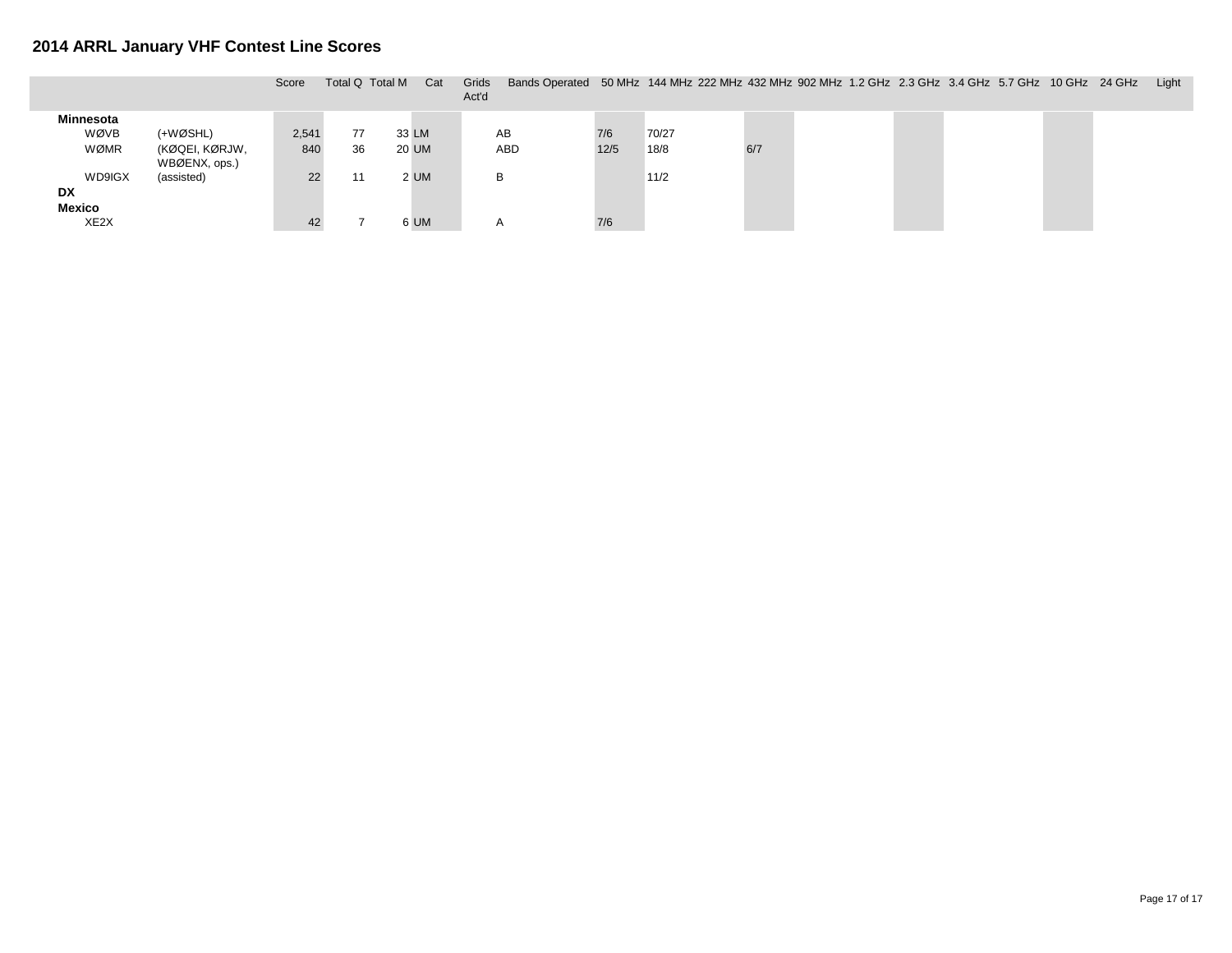# 2014 ARRL January VHF Contest Line Scores

| | | Score | Total Q | Total M | Cat | Grids Act'd | Bands Operated | 50 MHz | 144 MHz | 222 MHz | 432 MHz | 902 MHz | 1.2 GHz | 2.3 GHz | 3.4 GHz | 5.7 GHz | 10 GHz | 24 GHz | Light |
|---|---|---|---|---|---|---|---|---|---|---|---|---|---|---|---|---|---|---|---|
| **Minnesota** | | | | | | | | | | | | | | | | | | | |
| WØVB | (+WØSHL) | 2,541 | 77 | 33 | LM | | AB | 7/6 | 70/27 | | | | | | | | | | |
| WØMR | (KØQEI, KØRJW, WBØENX, ops.) | 840 | 36 | 20 | UM | | ABD | 12/5 | 18/8 | | 6/7 | | | | | | | | |
| WD9IGX | (assisted) | 22 | 11 | 2 | UM | | B | | 11/2 | | | | | | | | | | |
| **DX** | | | | | | | | | | | | | | | | | | | |
| **Mexico** | | | | | | | | | | | | | | | | | | | |
| XE2X | | 42 | 7 | 6 | UM | | A | 7/6 | | | | | | | | | | | |